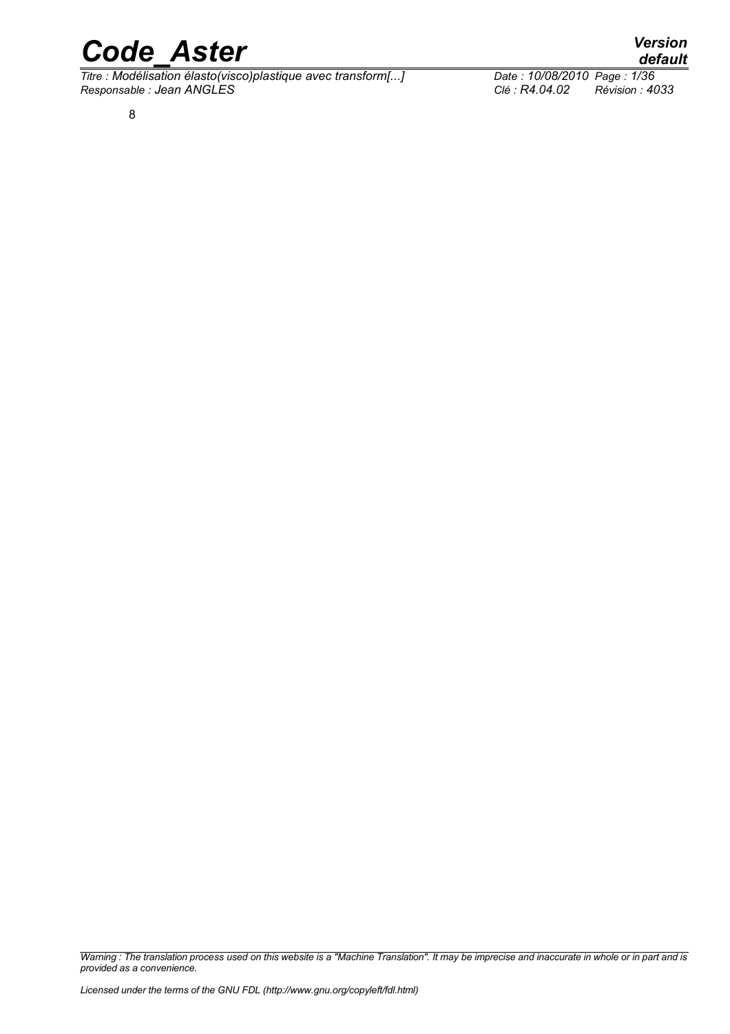8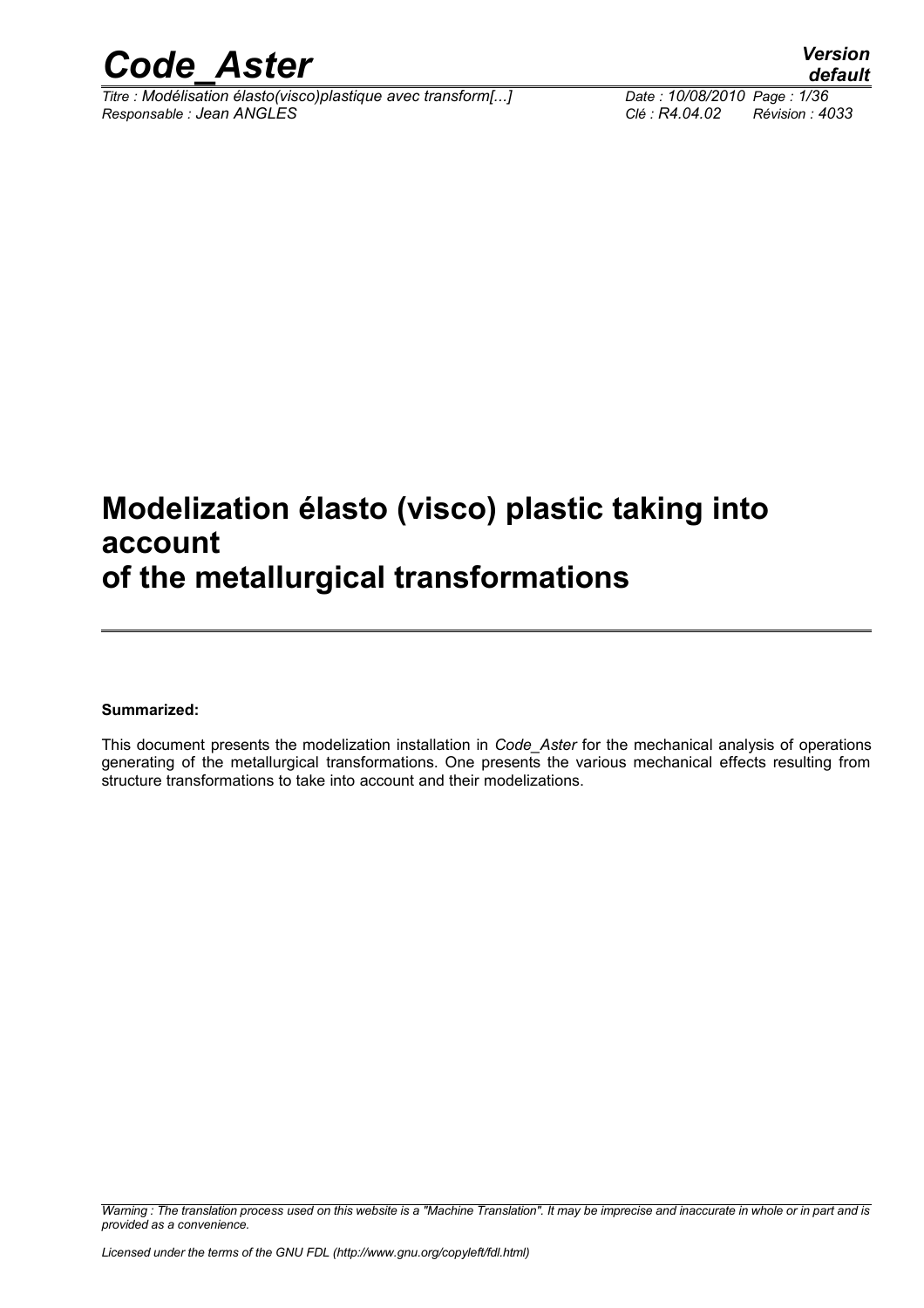# Modelization élasto (visco) plastic taking into account of the metallurgical transformations

**Summarized:**

This document presents the modelization installation in *Code_Aster* for the mechanical analysis of operations generating of the metallurgical transformations. One presents the various mechanical effects resulting from structure transformations to take into account and their modelizations.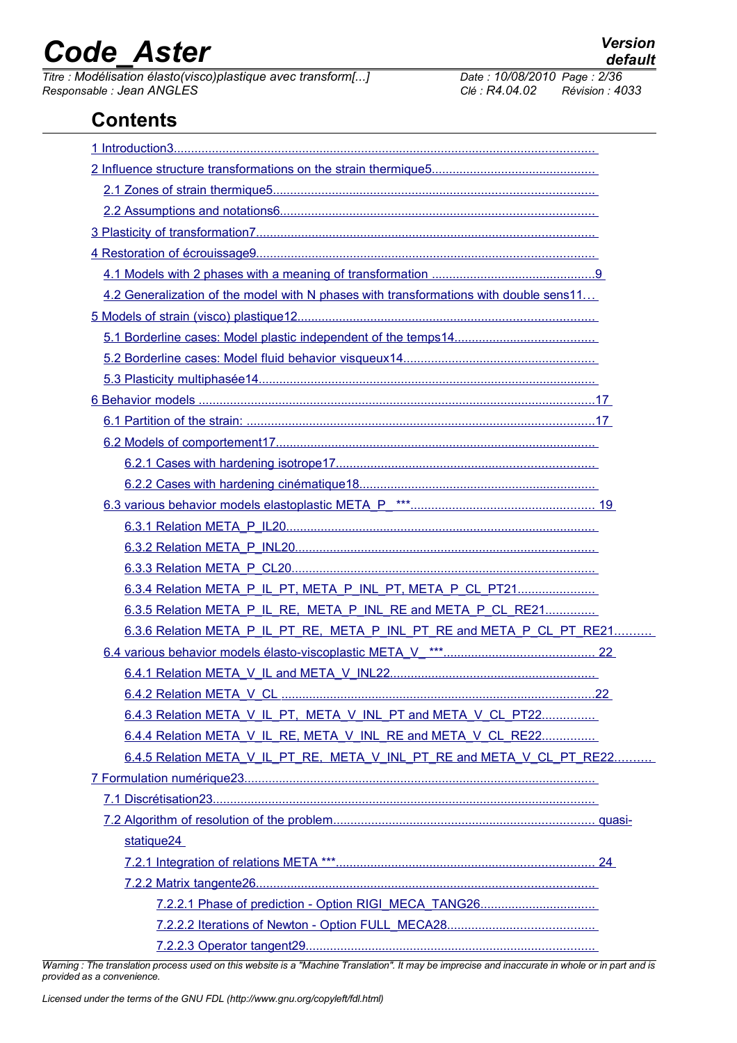## Contents

1 Introduction3

2 Influence structure transformations on the strain thermique5

2.1 Zones of strain thermique5

2.2 Assumptions and notations6

3 Plasticity of transformation7

4 Restoration of écrouissage9

4.1 Models with 2 phases with a meaning of transformation 9

4.2 Generalization of the model with N phases with transformations with double sens11

5 Models of strain (visco) plastique12

5.1 Borderline cases: Model plastic independent of the temps14

5.2 Borderline cases: Model fluid behavior visqueux14

5.3 Plasticity multiphasée14

6 Behavior models 17

6.1 Partition of the strain: 17

6.2 Models of comportement17

6.2.1 Cases with hardening isotrope17

6.2.2 Cases with hardening cinématique18

6.3 various behavior models elastoplastic META_P_*** 19

6.3.1 Relation META_P_IL20

6.3.2 Relation META_P_INL20

6.3.3 Relation META_P_CL20

6.3.4 Relation META_P_IL_PT, META_P_INL_PT, META_P_CL_PT21

6.3.5 Relation META_P_IL_RE, META_P_INL_RE and META_P_CL_RE21

6.3.6 Relation META_P_IL_PT_RE, META_P_INL_PT_RE and META_P_CL_PT_RE21

6.4 various behavior models élasto-viscoplastic META_V_*** 22

6.4.1 Relation META_V_IL and META_V_INL22

6.4.2 Relation META_V_CL 22

6.4.3 Relation META_V_IL_PT, META_V_INL_PT and META_V_CL_PT22

6.4.4 Relation META_V_IL_RE, META_V_INL_RE and META_V_CL_RE22

6.4.5 Relation META_V_IL_PT_RE, META_V_INL_PT_RE and META_V_CL_PT_RE22

7 Formulation numérique23

7.1 Discrétisation23

7.2 Algorithm of resolution of the problem quasi-statique24

7.2.1 Integration of relations META *** 24

7.2.2 Matrix tangente26

7.2.2.1 Phase of prediction - Option RIGI_MECA_TANG26

7.2.2.2 Iterations of Newton - Option FULL_MECA28

7.2.2.3 Operator tangent29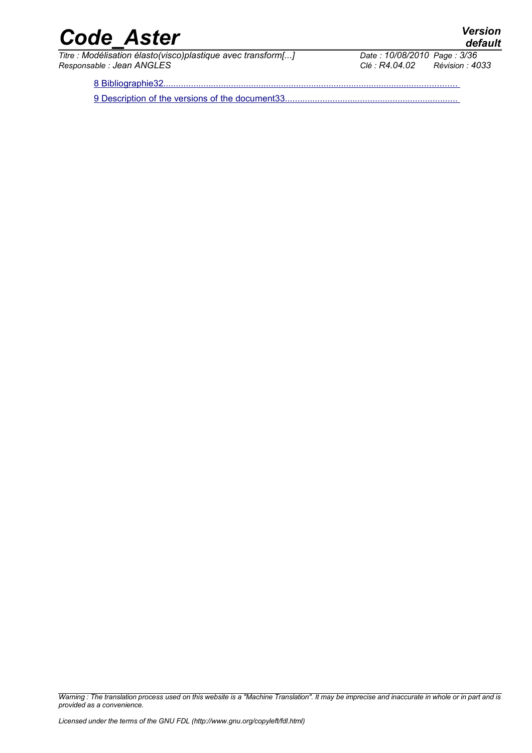8 Bibliographie32

9 Description of the versions of the document33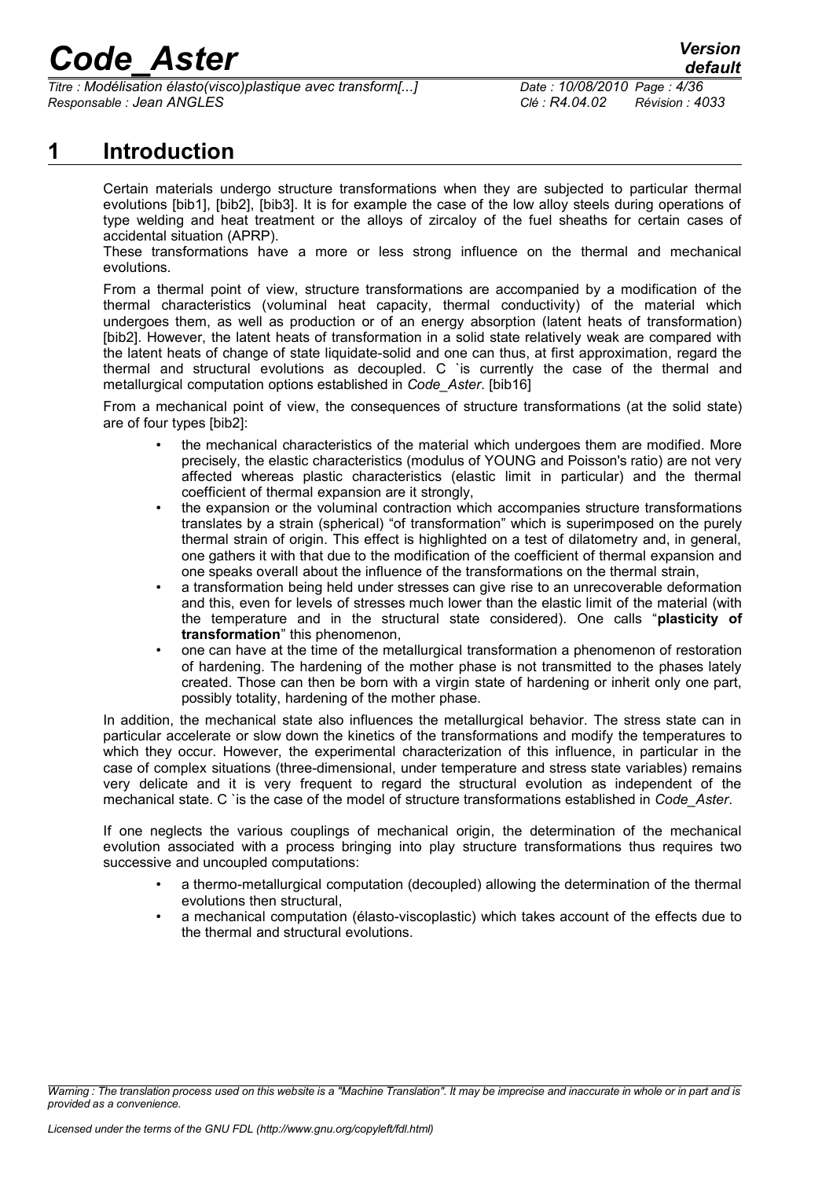# 1 Introduction

Certain materials undergo structure transformations when they are subjected to particular thermal evolutions [bib1], [bib2], [bib3]. It is for example the case of the low alloy steels during operations of type welding and heat treatment or the alloys of zircaloy of the fuel sheaths for certain cases of accidental situation (APRP).

These transformations have a more or less strong influence on the thermal and mechanical evolutions.

From a thermal point of view, structure transformations are accompanied by a modification of the thermal characteristics (voluminal heat capacity, thermal conductivity) of the material which undergoes them, as well as production or of an energy absorption (latent heats of transformation) [bib2]. However, the latent heats of transformation in a solid state relatively weak are compared with the latent heats of change of state liquidate-solid and one can thus, at first approximation, regard the thermal and structural evolutions as decoupled. C `is currently the case of the thermal and metallurgical computation options established in *Code_Aster*. [bib16]

From a mechanical point of view, the consequences of structure transformations (at the solid state) are of four types [bib2]:

- the mechanical characteristics of the material which undergoes them are modified. More precisely, the elastic characteristics (modulus of YOUNG and Poisson's ratio) are not very affected whereas plastic characteristics (elastic limit in particular) and the thermal coefficient of thermal expansion are it strongly,
- the expansion or the voluminal contraction which accompanies structure transformations translates by a strain (spherical) "of transformation" which is superimposed on the purely thermal strain of origin. This effect is highlighted on a test of dilatometry and, in general, one gathers it with that due to the modification of the coefficient of thermal expansion and one speaks overall about the influence of the transformations on the thermal strain,
- a transformation being held under stresses can give rise to an unrecoverable deformation and this, even for levels of stresses much lower than the elastic limit of the material (with the temperature and in the structural state considered). One calls "**plasticity of transformation**" this phenomenon,
- one can have at the time of the metallurgical transformation a phenomenon of restoration of hardening. The hardening of the mother phase is not transmitted to the phases lately created. Those can then be born with a virgin state of hardening or inherit only one part, possibly totality, hardening of the mother phase.

In addition, the mechanical state also influences the metallurgical behavior. The stress state can in particular accelerate or slow down the kinetics of the transformations and modify the temperatures to which they occur. However, the experimental characterization of this influence, in particular in the case of complex situations (three-dimensional, under temperature and stress state variables) remains very delicate and it is very frequent to regard the structural evolution as independent of the mechanical state. C `is the case of the model of structure transformations established in *Code_Aster*.

If one neglects the various couplings of mechanical origin, the determination of the mechanical evolution associated with a process bringing into play structure transformations thus requires two successive and uncoupled computations:

- a thermo-metallurgical computation (decoupled) allowing the determination of the thermal evolutions then structural,
- a mechanical computation (élasto-viscoplastic) which takes account of the effects due to the thermal and structural evolutions.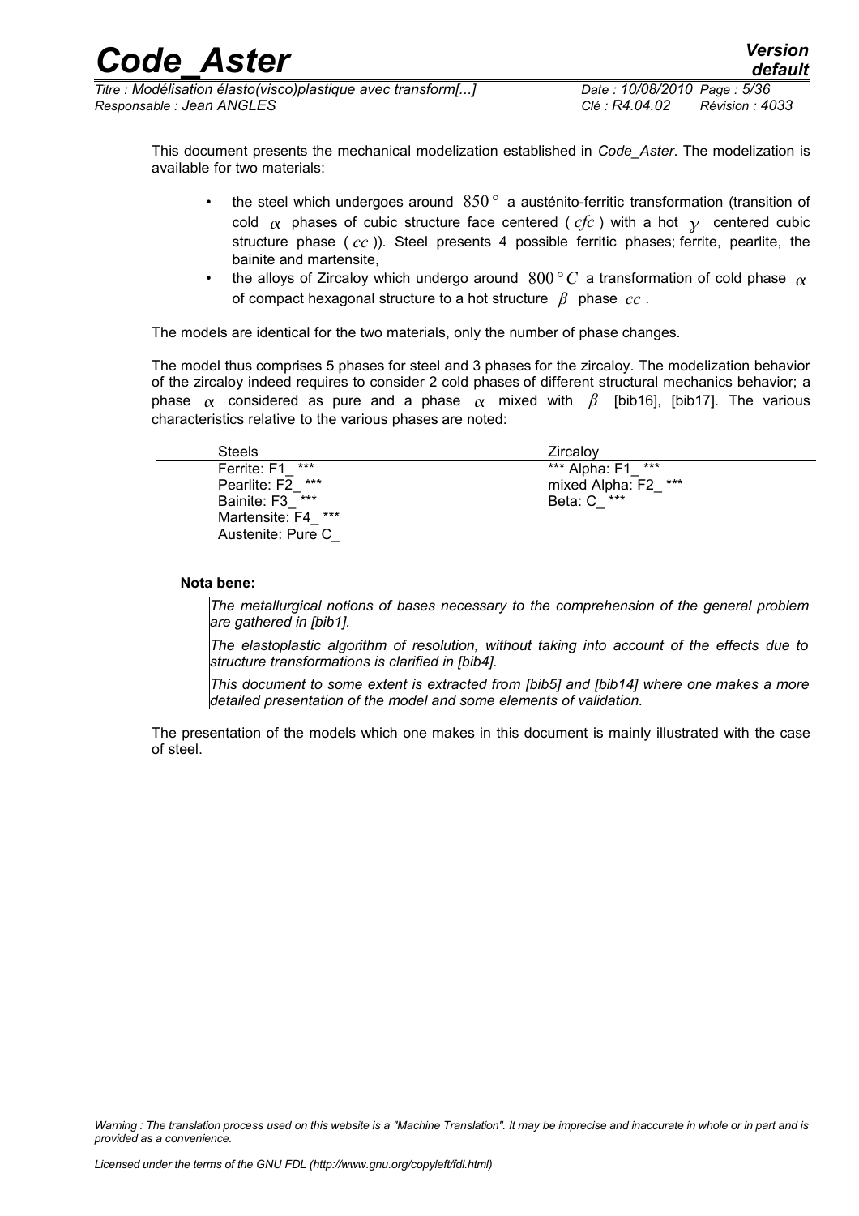This document presents the mechanical modelization established in *Code_Aster*. The modelization is available for two materials:

- the steel which undergoes around $850°$ a austénito-ferritic transformation (transition of cold $\alpha$ phases of cubic structure face centered ( $cfc$ ) with a hot $\gamma$ centered cubic structure phase ( $cc$ )). Steel presents 4 possible ferritic phases; ferrite, pearlite, the bainite and martensite,
- the alloys of Zircaloy which undergo around $800°C$ a transformation of cold phase $\alpha$ of compact hexagonal structure to a hot structure $\beta$ phase $cc$ .

The models are identical for the two materials, only the number of phase changes.

The model thus comprises 5 phases for steel and 3 phases for the zircaloy. The modelization behavior of the zircaloy indeed requires to consider 2 cold phases of different structural mechanics behavior; a phase $\alpha$ considered as pure and a phase $\alpha$ mixed with $\beta$ [bib16], [bib17]. The various characteristics relative to the various phases are noted:

| Steels | Zircaloy |
|---|---|
| Ferrite: F1_ *** | *** Alpha: F1_ *** |
| Pearlite: F2_ *** | mixed Alpha: F2_ *** |
| Bainite: F3_ *** | Beta: C_ *** |
| Martensite: F4_ *** | |
| Austenite: Pure C_ | |

**Nota bene:**

*The metallurgical notions of bases necessary to the comprehension of the general problem are gathered in [bib1].*

*The elastoplastic algorithm of resolution, without taking into account of the effects due to structure transformations is clarified in [bib4].*

*This document to some extent is extracted from [bib5] and [bib14] where one makes a more detailed presentation of the model and some elements of validation.*

The presentation of the models which one makes in this document is mainly illustrated with the case of steel.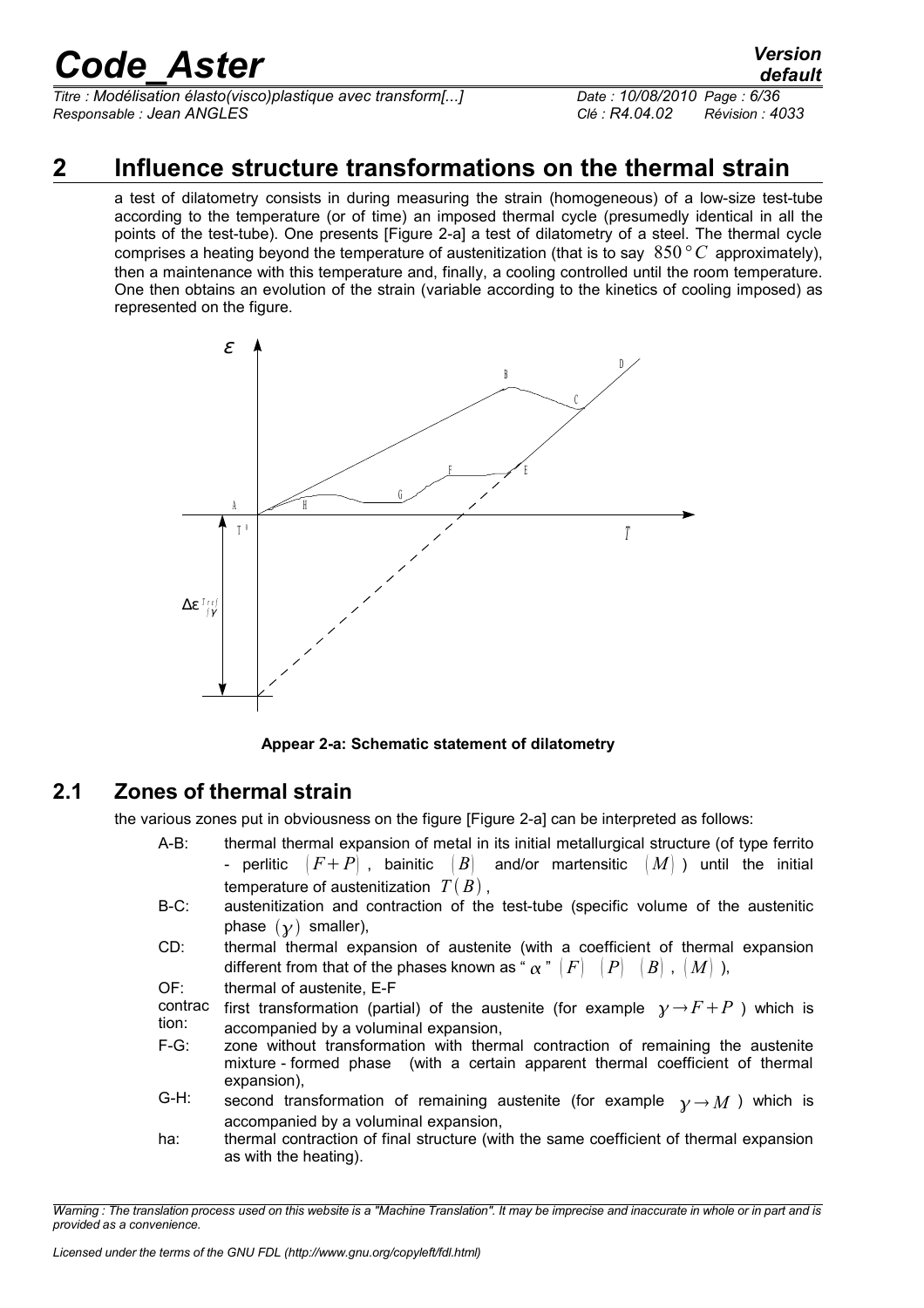## 2 Influence structure transformations on the thermal strain

a test of dilatometry consists in during measuring the strain (homogeneous) of a low-size test-tube according to the temperature (or of time) an imposed thermal cycle (presumedly identical in all the points of the test-tube). One presents [Figure 2-a] a test of dilatometry of a steel. The thermal cycle comprises a heating beyond the temperature of austenitization (that is to say $850°C$ approximately), then a maintenance with this temperature and, finally, a cooling controlled until the room temperature. One then obtains an evolution of the strain (variable according to the kinetics of cooling imposed) as represented on the figure.

**Appear 2-a: Schematic statement of dilatometry**

### 2.1 Zones of thermal strain

the various zones put in obviousness on the figure [Figure 2-a] can be interpreted as follows:

- A-B: thermal thermal expansion of metal in its initial metallurgical structure (of type ferrito - perlitic $(F+P)$, bainitic $(B)$ and/or martensitic $(M)$) until the initial temperature of austenitization $T(B)$,
- B-C: austenitization and contraction of the test-tube (specific volume of the austenitic phase $(\gamma)$ smaller),
- CD: thermal thermal expansion of austenite (with a coefficient of thermal expansion different from that of the phases known as " $\alpha$ " $(F)$ $(P)$ $(B)$, $(M)$ ),
- OF: thermal of austenite, E-F
- contraction: first transformation (partial) of the austenite (for example $\gamma \rightarrow F+P$ ) which is accompanied by a voluminal expansion,
- F-G: zone without transformation with thermal contraction of remaining the austenite mixture - formed phase (with a certain apparent thermal coefficient of thermal expansion),
- G-H: second transformation of remaining austenite (for example $\gamma \rightarrow M$ ) which is accompanied by a voluminal expansion,
- ha: thermal contraction of final structure (with the same coefficient of thermal expansion as with the heating).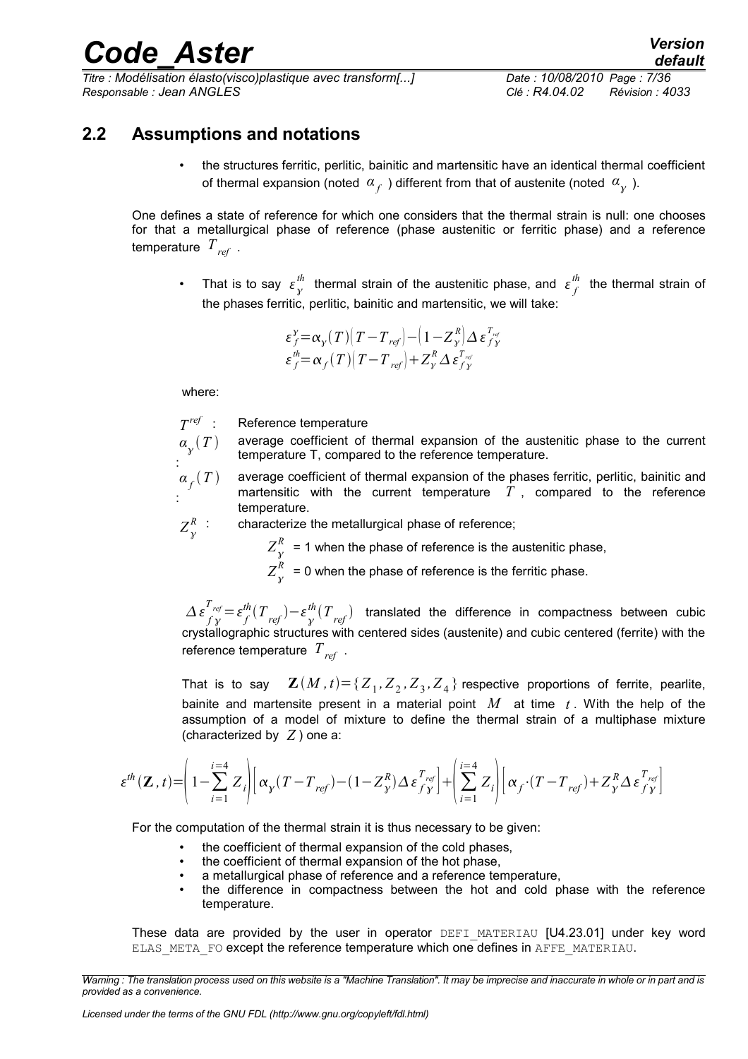## 2.2 Assumptions and notations

- the structures ferritic, perlitic, bainitic and martensitic have an identical thermal coefficient of thermal expansion (noted $\alpha_f$ ) different from that of austenite (noted $\alpha_\gamma$ ).

One defines a state of reference for which one considers that the thermal strain is null: one chooses for that a metallurgical phase of reference (phase austenitic or ferritic phase) and a reference temperature $T_{ref}$ .

- That is to say $\varepsilon_\gamma^{th}$ thermal strain of the austenitic phase, and $\varepsilon_f^{th}$ the thermal strain of the phases ferritic, perlitic, bainitic and martensitic, we will take:

$$\varepsilon_f^{\gamma} = \alpha_\gamma(T)\left(T - T_{ref}\right) - \left(1 - Z_\gamma^R\right)\Delta\varepsilon_{f\gamma}^{T_{ref}}$$
$$\varepsilon_f^{th} = \alpha_f(T)\left(T - T_{ref}\right) + Z_\gamma^R \Delta\varepsilon_{f\gamma}^{T_{ref}}$$

where:

- $T^{ref}$ : Reference temperature
- $\alpha_\gamma(T)$ : average coefficient of thermal expansion of the austenitic phase to the current temperature T, compared to the reference temperature.
- $\alpha_f(T)$ : average coefficient of thermal expansion of the phases ferritic, perlitic, bainitic and martensitic with the current temperature $T$ , compared to the reference temperature.
- $Z_\gamma^R$ : characterize the metallurgical phase of reference;
  - $Z_\gamma^R$ = 1 when the phase of reference is the austenitic phase,
  - $Z_\gamma^R$ = 0 when the phase of reference is the ferritic phase.

$\Delta\varepsilon_{f\gamma}^{T_{ref}} = \varepsilon_f^{th}(T_{ref}) - \varepsilon_\gamma^{th}(T_{ref})$ translated the difference in compactness between cubic crystallographic structures with centered sides (austenite) and cubic centered (ferrite) with the reference temperature $T_{ref}$ .

That is to say $\mathbf{Z}(M,t) = \{Z_1, Z_2, Z_3, Z_4\}$ respective proportions of ferrite, pearlite, bainite and martensite present in a material point $M$ at time $t$ . With the help of the assumption of a model of mixture to define the thermal strain of a multiphase mixture (characterized by $Z$ ) one a:

$$\varepsilon^{th}(\mathbf{Z},t) = \left(1 - \sum_{i=1}^{i=4} Z_i\right)\left[\alpha_\gamma(T - T_{ref}) - (1 - Z_\gamma^R)\Delta\varepsilon_{f\gamma}^{T_{ref}}\right] + \left(\sum_{i=1}^{i=4} Z_i\right)\left[\alpha_f \cdot (T - T_{ref}) + Z_\gamma^R \Delta\varepsilon_{f\gamma}^{T_{ref}}\right]$$

For the computation of the thermal strain it is thus necessary to be given:

- the coefficient of thermal expansion of the cold phases,
- the coefficient of thermal expansion of the hot phase,
- a metallurgical phase of reference and a reference temperature,
- the difference in compactness between the hot and cold phase with the reference temperature.

These data are provided by the user in operator `DEFI_MATERIAU` [U4.23.01] under key word `ELAS_META_FO` except the reference temperature which one defines in `AFFE_MATERIAU`.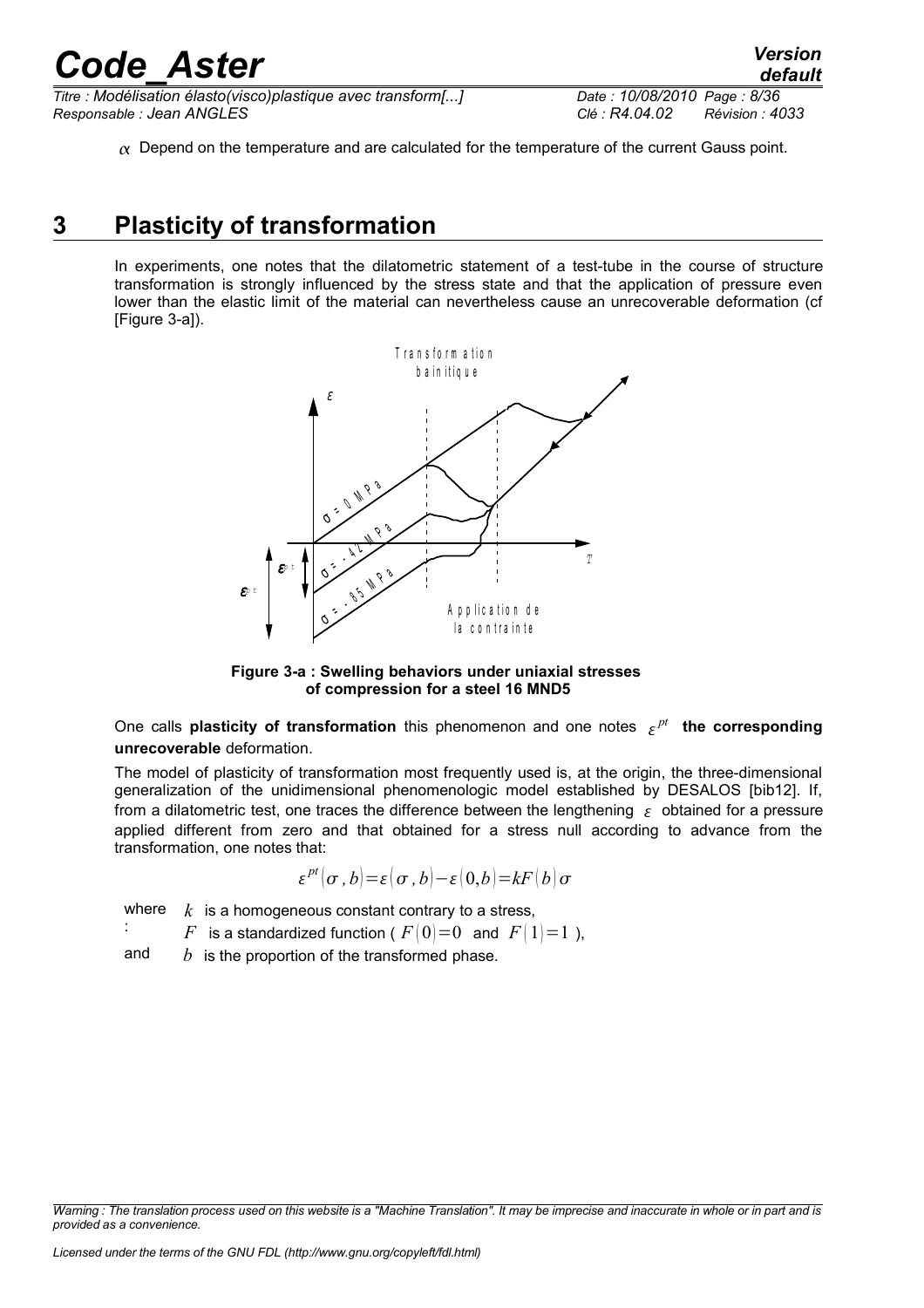$\alpha$ Depend on the temperature and are calculated for the temperature of the current Gauss point.

# 3 Plasticity of transformation

In experiments, one notes that the dilatometric statement of a test-tube in the course of structure transformation is strongly influenced by the stress state and that the application of pressure even lower than the elastic limit of the material can nevertheless cause an unrecoverable deformation (cf [Figure 3-a]).

**Figure 3-a : Swelling behaviors under uniaxial stresses of compression for a steel 16 MND5**

One calls **plasticity of transformation** this phenomenon and one notes $\varepsilon^{pt}$ **the corresponding unrecoverable** deformation.

The model of plasticity of transformation most frequently used is, at the origin, the three-dimensional generalization of the unidimensional phenomenologic model established by DESALOS [bib12]. If, from a dilatometric test, one traces the difference between the lengthening $\varepsilon$ obtained for a pressure applied different from zero and that obtained for a stress null according to advance from the transformation, one notes that:

$$\varepsilon^{pt}(\sigma, b) = \varepsilon(\sigma, b) - \varepsilon(0, b) = kF(b)\sigma$$

where : $k$ is a homogeneous constant contrary to a stress,
$F$ is a standardized function ( $F(0)=0$ and $F(1)=1$ ),
and $b$ is the proportion of the transformed phase.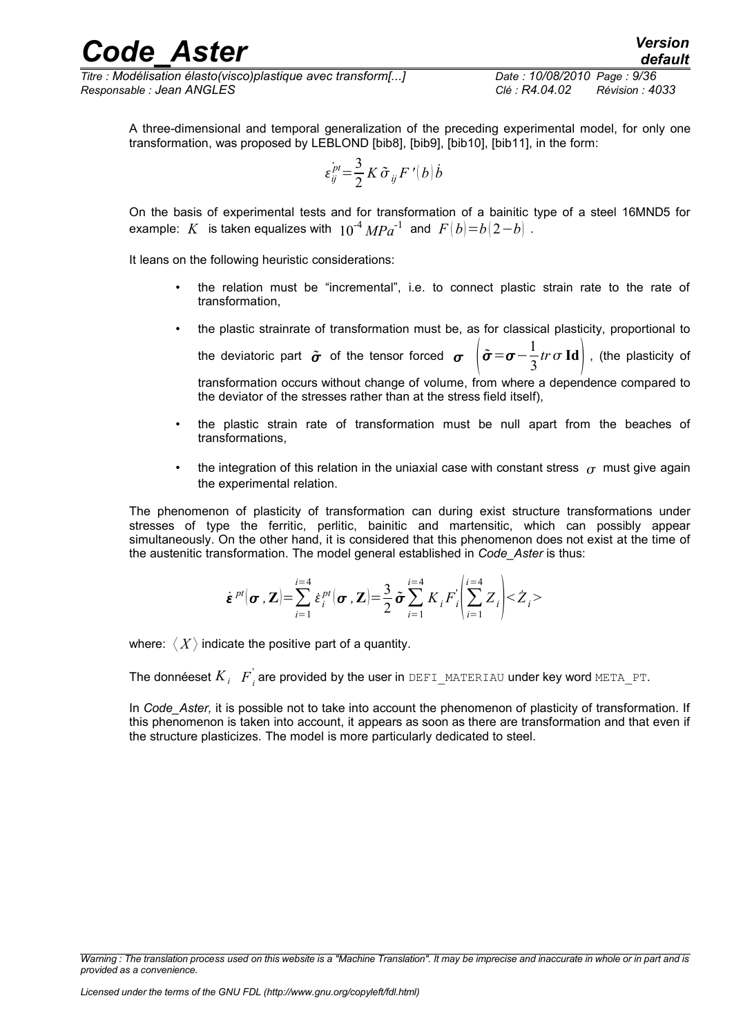A three-dimensional and temporal generalization of the preceding experimental model, for only one transformation, was proposed by LEBLOND [bib8], [bib9], [bib10], [bib11], in the form:

$$\dot{\varepsilon}_{ij}^{pt}=\frac{3}{2}K\tilde{\sigma}_{ij}F'(b)\dot{b}$$

On the basis of experimental tests and for transformation of a bainitic type of a steel 16MND5 for example: $K$ is taken equalizes with $10^{-4}\,MPa^{-1}$ and $F(b)=b(2-b)$ .

It leans on the following heuristic considerations:

- the relation must be "incremental", i.e. to connect plastic strain rate to the rate of transformation,
- the plastic strainrate of transformation must be, as for classical plasticity, proportional to the deviatoric part $\tilde{\boldsymbol{\sigma}}$ of the tensor forced $\boldsymbol{\sigma}$ $\left(\tilde{\boldsymbol{\sigma}}=\boldsymbol{\sigma}-\frac{1}{3}tr\,\sigma\,\mathbf{Id}\right)$ , (the plasticity of transformation occurs without change of volume, from where a dependence compared to the deviator of the stresses rather than at the stress field itself),
- the plastic strain rate of transformation must be null apart from the beaches of transformations,
- the integration of this relation in the uniaxial case with constant stress $\sigma$ must give again the experimental relation.

The phenomenon of plasticity of transformation can during exist structure transformations under stresses of type the ferritic, perlitic, bainitic and martensitic, which can possibly appear simultaneously. On the other hand, it is considered that this phenomenon does not exist at the time of the austenitic transformation. The model general established in *Code_Aster* is thus:

$$\dot{\boldsymbol{\varepsilon}}^{pt}(\boldsymbol{\sigma},\mathbf{Z})=\sum_{i=1}^{i=4}\dot{\varepsilon}_{i}^{pt}(\boldsymbol{\sigma},\mathbf{Z})=\frac{3}{2}\tilde{\boldsymbol{\sigma}}\sum_{i=1}^{i=4}K_{i}F_{i}^{'}\left(\sum_{i=1}^{i=4}Z_{i}\right)<\dot{Z}_{i}>$$

where: $\langle X\rangle$ indicate the positive part of a quantity.

The donnéeset $K_i$ $F_i^{'}$ are provided by the user in DEFI_MATERIAU under key word META_PT.

In *Code_Aster,* it is possible not to take into account the phenomenon of plasticity of transformation. If this phenomenon is taken into account, it appears as soon as there are transformation and that even if the structure plasticizes. The model is more particularly dedicated to steel.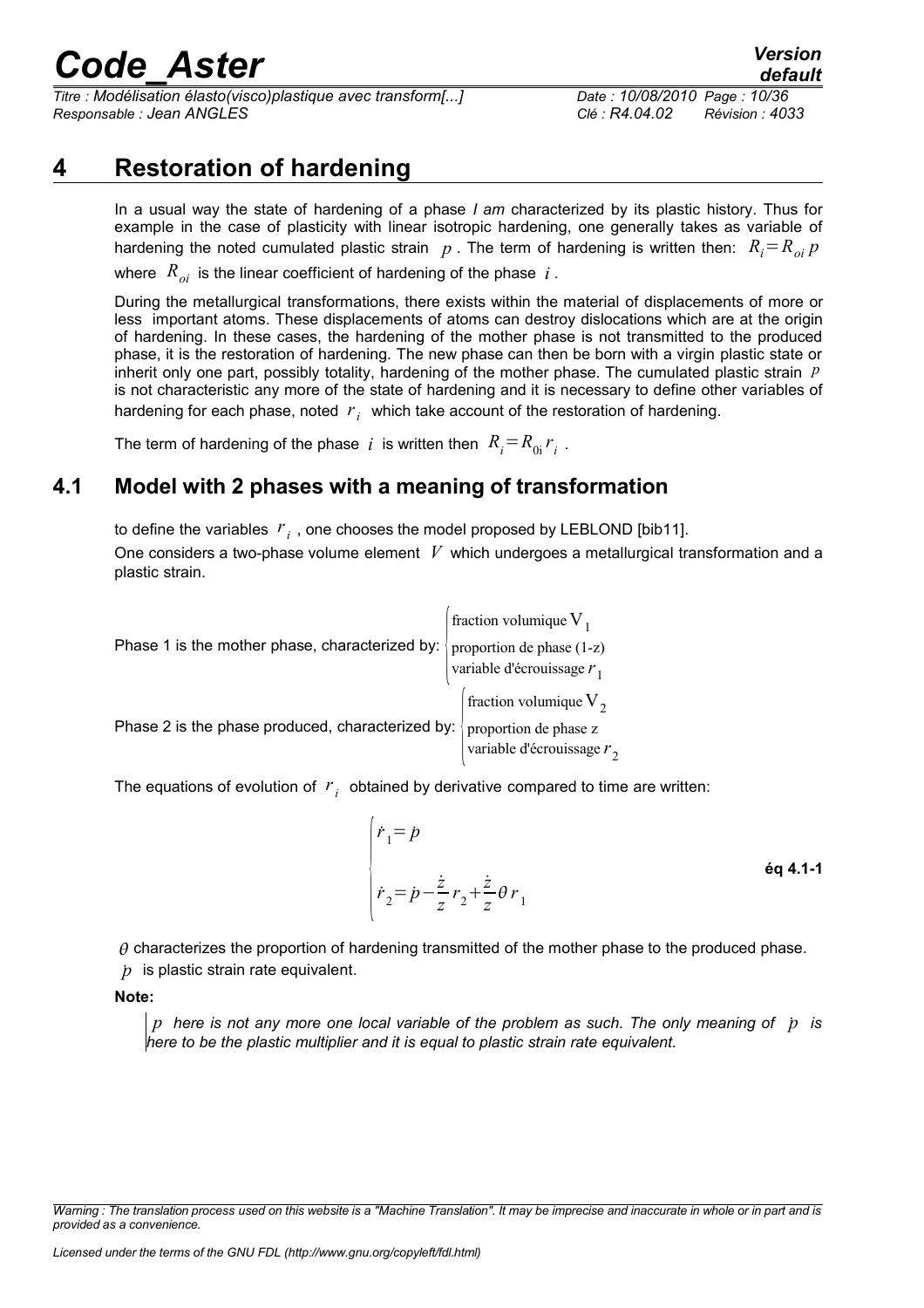# 4 Restoration of hardening

In a usual way the state of hardening of a phase *I am* characterized by its plastic history. Thus for example in the case of plasticity with linear isotropic hardening, one generally takes as variable of hardening the noted cumulated plastic strain $p$. The term of hardening is written then: $R_i = R_{oi}\, p$ where $R_{oi}$ is the linear coefficient of hardening of the phase $i$.

During the metallurgical transformations, there exists within the material of displacements of more or less important atoms. These displacements of atoms can destroy dislocations which are at the origin of hardening. In these cases, the hardening of the mother phase is not transmitted to the produced phase, it is the restoration of hardening. The new phase can then be born with a virgin plastic state or inherit only one part, possibly totality, hardening of the mother phase. The cumulated plastic strain $p$ is not characteristic any more of the state of hardening and it is necessary to define other variables of hardening for each phase, noted $r_i$ which take account of the restoration of hardening.

The term of hardening of the phase $i$ is written then $R_i = R_{0i}\, r_i$.

## 4.1 Model with 2 phases with a meaning of transformation

to define the variables $r_i$, one chooses the model proposed by LEBLOND [bib11].

One considers a two-phase volume element $V$ which undergoes a metallurgical transformation and a plastic strain.

Phase 1 is the mother phase, characterized by: $\begin{cases} \text{fraction volumique } V_1 \\ \text{proportion de phase (1-z)} \\ \text{variable d'écrouissage } r_1 \end{cases}$

Phase 2 is the phase produced, characterized by: $\begin{cases} \text{fraction volumique } V_2 \\ \text{proportion de phase z} \\ \text{variable d'écrouissage } r_2 \end{cases}$

The equations of evolution of $r_i$ obtained by derivative compared to time are written:

$$\begin{cases} \dot{r}_1 = \dot{p} \\ \dot{r}_2 = \dot{p} - \dfrac{\dot{z}}{z} r_2 + \dfrac{\dot{z}}{z} \theta r_1 \end{cases} \qquad \text{éq 4.1-1}$$

$\theta$ characterizes the proportion of hardening transmitted of the mother phase to the produced phase.

$\dot{p}$ is plastic strain rate equivalent.

**Note:**

*$p$ here is not any more one local variable of the problem as such. The only meaning of $\dot{p}$ is here to be the plastic multiplier and it is equal to plastic strain rate equivalent.*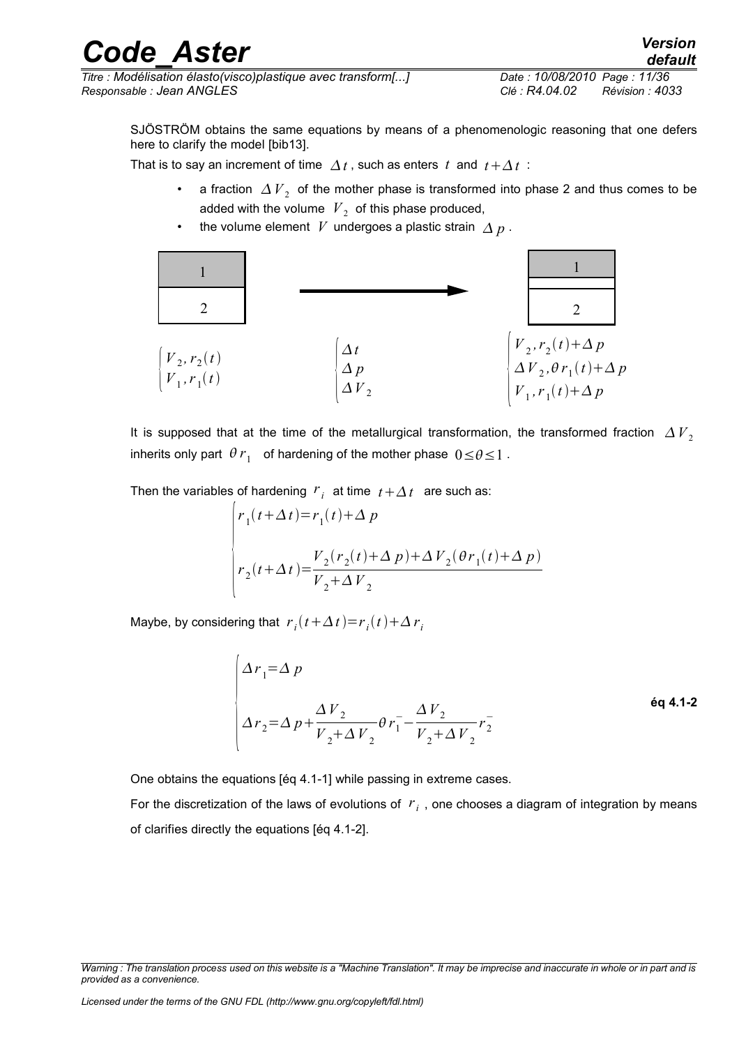SJÖSTRÖM obtains the same equations by means of a phenomenologic reasoning that one defers here to clarify the model [bib13].

That is to say an increment of time $\Delta t$, such as enters $t$ and $t+\Delta t$ :

- a fraction $\Delta V_2$ of the mother phase is transformed into phase 2 and thus comes to be added with the volume $V_2$ of this phase produced,
- the volume element $V$ undergoes a plastic strain $\Delta p$.

| Before | Increment | After |
|---|---|---|
| 1 / 2 | → | 1 / 2 |
| $\begin{cases} V_2, r_2(t) \\ V_1, r_1(t) \end{cases}$ | $\begin{cases} \Delta t \\ \Delta p \\ \Delta V_2 \end{cases}$ | $\begin{cases} V_2, r_2(t)+\Delta p \\ \Delta V_2, \theta r_1(t)+\Delta p \\ V_1, r_1(t)+\Delta p \end{cases}$ |

It is supposed that at the time of the metallurgical transformation, the transformed fraction $\Delta V_2$ inherits only part $\theta r_1$ of hardening of the mother phase $0 \le \theta \le 1$.

Then the variables of hardening $r_i$ at time $t+\Delta t$ are such as:

$$
\begin{cases}
r_1(t+\Delta t) = r_1(t) + \Delta p \\
r_2(t+\Delta t) = \dfrac{V_2(r_2(t)+\Delta p) + \Delta V_2(\theta r_1(t)+\Delta p)}{V_2+\Delta V_2}
\end{cases}
$$

Maybe, by considering that $r_i(t+\Delta t) = r_i(t) + \Delta r_i$

$$
\begin{cases}
\Delta r_1 = \Delta p \\
\Delta r_2 = \Delta p + \dfrac{\Delta V_2}{V_2+\Delta V_2}\theta r_1^- - \dfrac{\Delta V_2}{V_2+\Delta V_2} r_2^-
\end{cases}
\quad \textbf{éq 4.1-2}
$$

One obtains the equations [éq 4.1-1] while passing in extreme cases.

For the discretization of the laws of evolutions of $r_i$, one chooses a diagram of integration by means of clarifies directly the equations [éq 4.1-2].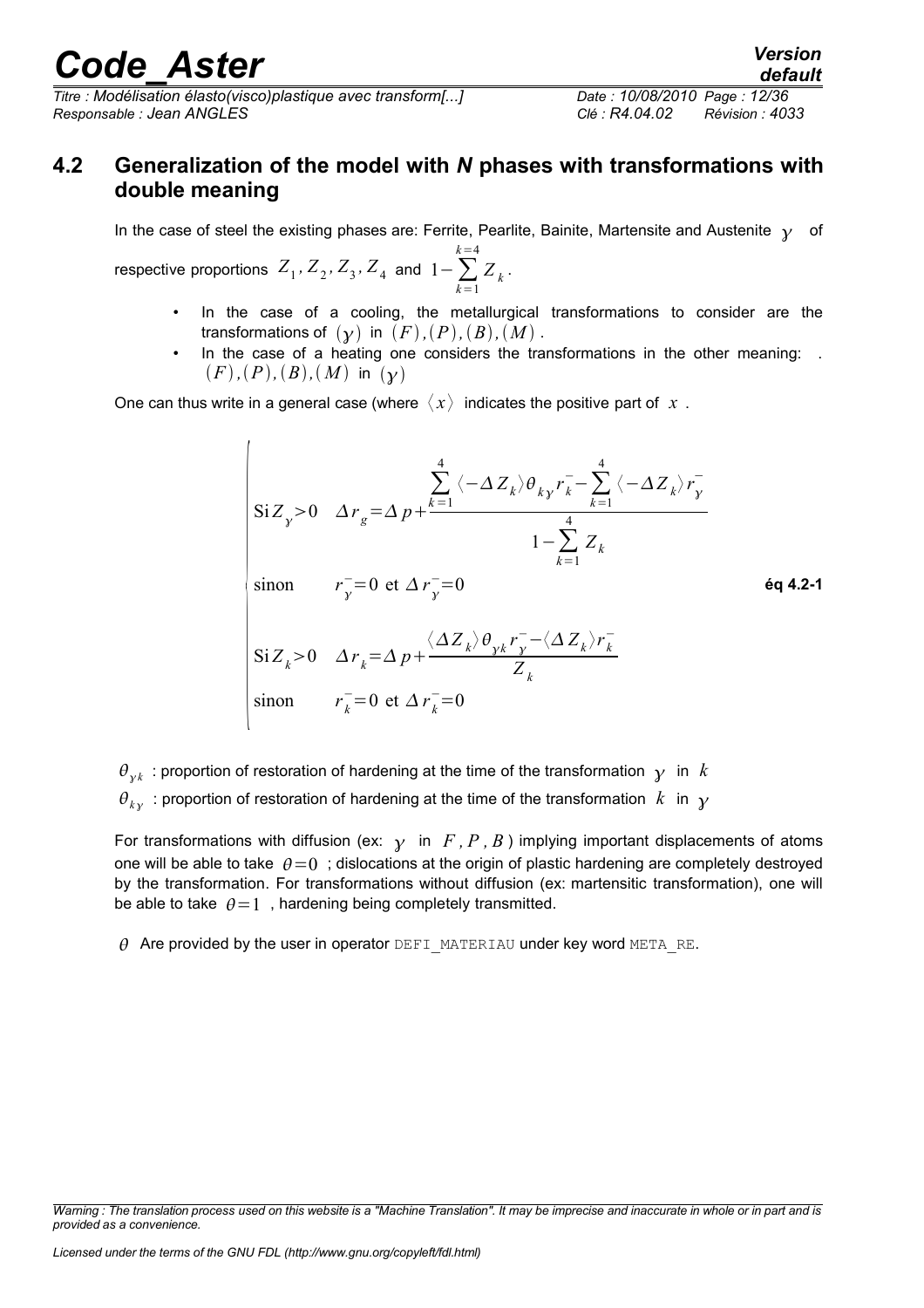## 4.2 Generalization of the model with *N* phases with transformations with double meaning

In the case of steel the existing phases are: Ferrite, Pearlite, Bainite, Martensite and Austenite $\gamma$ of respective proportions $Z_1, Z_2, Z_3, Z_4$ and $1-\sum_{k=1}^{k=4} Z_k$.

- In the case of a cooling, the metallurgical transformations to consider are the transformations of $(\gamma)$ in $(F),(P),(B),(M)$.
- In the case of a heating one considers the transformations in the other meaning: . $(F),(P),(B),(M)$ in $(\gamma)$

One can thus write in a general case (where $\langle x \rangle$ indicates the positive part of $x$.

$$
\begin{cases}
\text{Si}\, Z_\gamma > 0 \quad \Delta r_g = \Delta p + \dfrac{\sum_{k=1}^{4} \langle -\Delta Z_k \rangle \theta_{k\gamma} r_k^- - \sum_{k=1}^{4} \langle -\Delta Z_k \rangle r_\gamma^-}{1-\sum_{k=1}^{4} Z_k} \\
\text{sinon} \qquad r_\gamma^- = 0 \text{ et } \Delta r_\gamma^- = 0 \\
\text{Si}\, Z_k > 0 \quad \Delta r_k = \Delta p + \dfrac{\langle \Delta Z_k \rangle \theta_{\gamma k} r_\gamma^- - \langle \Delta Z_k \rangle r_k^-}{Z_k} \\
\text{sinon} \qquad r_k^- = 0 \text{ et } \Delta r_k^- = 0
\end{cases}
\qquad \textbf{éq 4.2-1}
$$

$\theta_{\gamma k}$ : proportion of restoration of hardening at the time of the transformation $\gamma$ in $k$

$\theta_{k\gamma}$ : proportion of restoration of hardening at the time of the transformation $k$ in $\gamma$

For transformations with diffusion (ex: $\gamma$ in $F, P, B$) implying important displacements of atoms one will be able to take $\theta=0$ ; dislocations at the origin of plastic hardening are completely destroyed by the transformation. For transformations without diffusion (ex: martensitic transformation), one will be able to take $\theta=1$ , hardening being completely transmitted.

$\theta$ Are provided by the user in operator DEFI_MATERIAU under key word META_RE.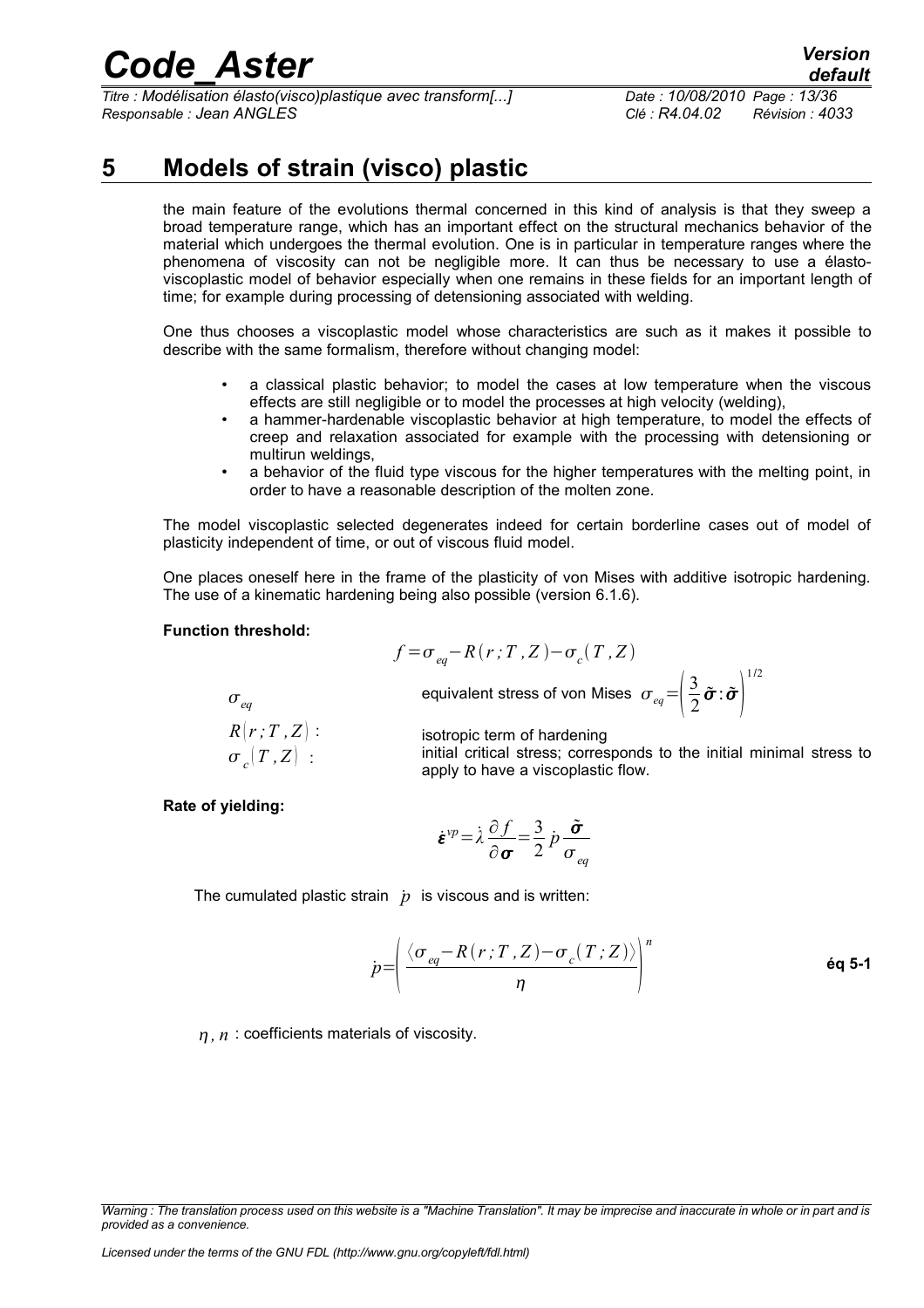# 5 Models of strain (visco) plastic

the main feature of the evolutions thermal concerned in this kind of analysis is that they sweep a broad temperature range, which has an important effect on the structural mechanics behavior of the material which undergoes the thermal evolution. One is in particular in temperature ranges where the phenomena of viscosity can not be negligible more. It can thus be necessary to use a élasto-viscoplastic model of behavior especially when one remains in these fields for an important length of time; for example during processing of detensioning associated with welding.

One thus chooses a viscoplastic model whose characteristics are such as it makes it possible to describe with the same formalism, therefore without changing model:

- a classical plastic behavior; to model the cases at low temperature when the viscous effects are still negligible or to model the processes at high velocity (welding),
- a hammer-hardenable viscoplastic behavior at high temperature, to model the effects of creep and relaxation associated for example with the processing with detensioning or multirun weldings,
- a behavior of the fluid type viscous for the higher temperatures with the melting point, in order to have a reasonable description of the molten zone.

The model viscoplastic selected degenerates indeed for certain borderline cases out of model of plasticity independent of time, or out of viscous fluid model.

One places oneself here in the frame of the plasticity of von Mises with additive isotropic hardening. The use of a kinematic hardening being also possible (version 6.1.6).

**Function threshold:**

$$f=\sigma_{eq}-R(r;T,Z)-\sigma_c(T,Z)$$

$\sigma_{eq}$ equivalent stress of von Mises $\sigma_{eq}=\left(\frac{3}{2}\tilde{\boldsymbol{\sigma}}:\tilde{\boldsymbol{\sigma}}\right)^{1/2}$

$R(r;T,Z)$ : isotropic term of hardening

$\sigma_c(T,Z)$ : initial critical stress; corresponds to the initial minimal stress to apply to have a viscoplastic flow.

**Rate of yielding:**

$$\dot{\boldsymbol{\varepsilon}}^{vp}=\dot{\lambda}\frac{\partial f}{\partial \boldsymbol{\sigma}}=\frac{3}{2}\dot{p}\frac{\tilde{\boldsymbol{\sigma}}}{\sigma_{eq}}$$

The cumulated plastic strain $\dot{p}$ is viscous and is written:

$$\dot{p}=\left(\frac{\langle\sigma_{eq}-R(r;T,Z)-\sigma_c(T;Z)\rangle}{\eta}\right)^n \qquad \text{éq 5-1}$$

$\eta$, $n$ : coefficients materials of viscosity.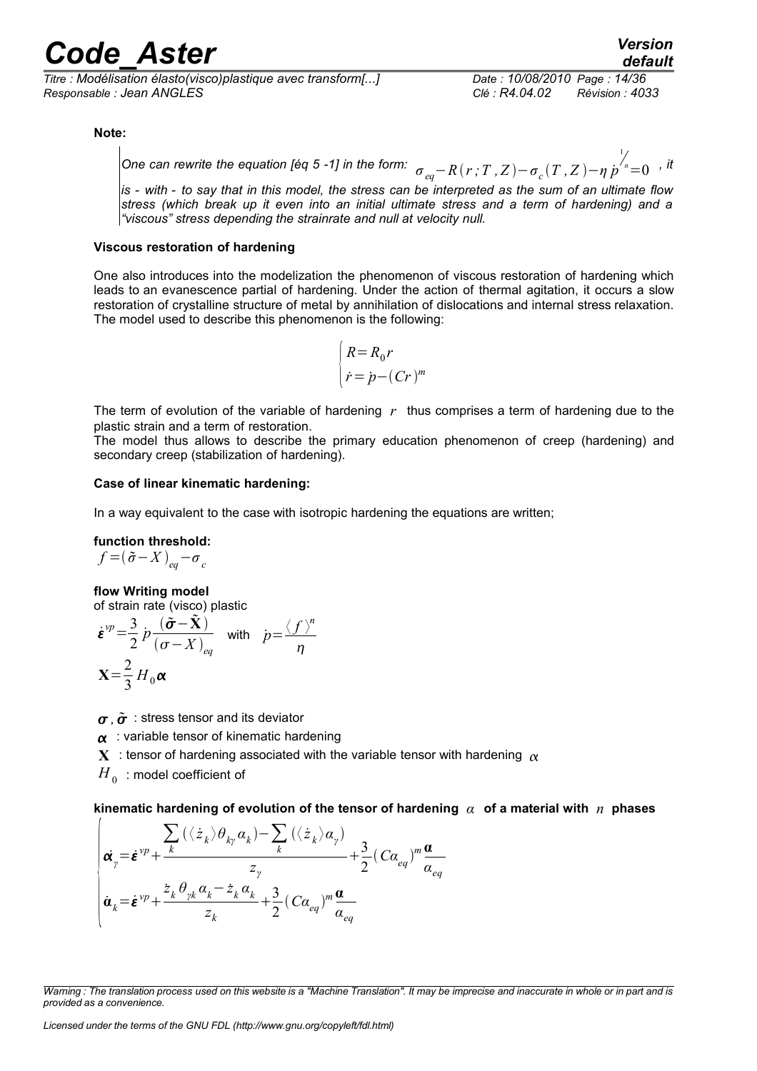**Note:**

> *One can rewrite the equation [éq 5 -1] in the form:* $\sigma_{eq} - R(r;T,Z) - \sigma_c(T,Z) - \eta\,\dot{p}^{1/n} = 0$ *, it is - with - to say that in this model, the stress can be interpreted as the sum of an ultimate flow stress (which break up it even into an initial ultimate stress and a term of hardening) and a "viscous" stress depending the strainrate and null at velocity null.*

**Viscous restoration of hardening**

One also introduces into the modelization the phenomenon of viscous restoration of hardening which leads to an evanescence partial of hardening. Under the action of thermal agitation, it occurs a slow restoration of crystalline structure of metal by annihilation of dislocations and internal stress relaxation. The model used to describe this phenomenon is the following:

$$
\begin{cases}
R = R_0 r \\
\dot{r} = \dot{p} - (Cr)^m
\end{cases}
$$

The term of evolution of the variable of hardening $r$ thus comprises a term of hardening due to the plastic strain and a term of restoration.

The model thus allows to describe the primary education phenomenon of creep (hardening) and secondary creep (stabilization of hardening).

**Case of linear kinematic hardening:**

In a way equivalent to the case with isotropic hardening the equations are written;

**function threshold:**

$f = (\tilde{\sigma} - X)_{eq} - \sigma_c$

**flow Writing model**

of strain rate (visco) plastic

$$
\dot{\boldsymbol{\varepsilon}}^{vp} = \frac{3}{2}\,\dot{p}\,\frac{(\tilde{\boldsymbol{\sigma}} - \tilde{\mathbf{X}})}{(\sigma - X)_{eq}} \quad \text{with} \quad \dot{p} = \frac{\langle f \rangle^n}{\eta}
$$

$$
\mathbf{X} = \frac{2}{3} H_0 \boldsymbol{\alpha}
$$

$\boldsymbol{\sigma}$, $\tilde{\boldsymbol{\sigma}}$ : stress tensor and its deviator

$\boldsymbol{\alpha}$ : variable tensor of kinematic hardening

$\mathbf{X}$ : tensor of hardening associated with the variable tensor with hardening $\alpha$

$H_0$ : model coefficient of

**kinematic hardening of evolution of the tensor of hardening $\alpha$ of a material with $n$ phases**

$$
\begin{cases}
\dot{\boldsymbol{\alpha}}_\gamma = \dot{\boldsymbol{\varepsilon}}^{vp} + \dfrac{\sum_k (\langle \dot{z}_k \rangle \theta_{k\gamma} \alpha_k) - \sum_k (\langle \dot{z}_k \rangle \alpha_\gamma)}{z_\gamma} + \dfrac{3}{2}(C\alpha_{eq})^m \dfrac{\boldsymbol{\alpha}}{\alpha_{eq}} \\
\dot{\boldsymbol{\alpha}}_k = \dot{\boldsymbol{\varepsilon}}^{vp} + \dfrac{\dot{z}_k \theta_{\gamma k} \alpha_k - \dot{z}_k \alpha_k}{z_k} + \dfrac{3}{2}(C\alpha_{eq})^m \dfrac{\boldsymbol{\alpha}}{\alpha_{eq}}
\end{cases}
$$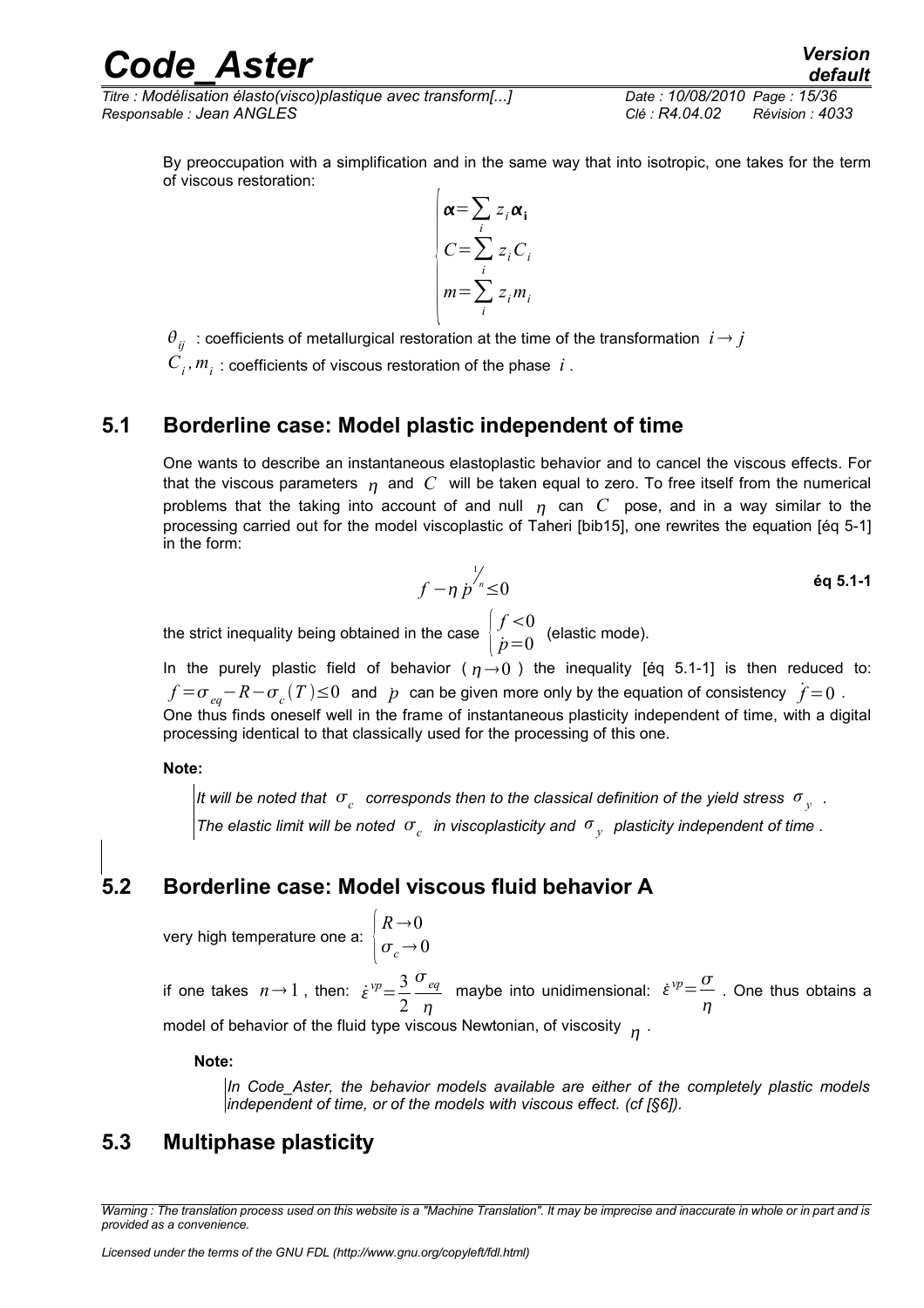By preoccupation with a simplification and in the same way that into isotropic, one takes for the term of viscous restoration:

$$\begin{cases} \boldsymbol{\alpha} = \sum_i z_i \boldsymbol{\alpha}_\mathbf{i} \\ C = \sum_i z_i C_i \\ m = \sum_i z_i m_i \end{cases}$$

$\theta_{ij}$ : coefficients of metallurgical restoration at the time of the transformation $i \rightarrow j$

$C_i, m_i$ : coefficients of viscous restoration of the phase $i$ .

## 5.1 Borderline case: Model plastic independent of time

One wants to describe an instantaneous elastoplastic behavior and to cancel the viscous effects. For that the viscous parameters $\eta$ and $C$ will be taken equal to zero. To free itself from the numerical problems that the taking into account of and null $\eta$ can $C$ pose, and in a way similar to the processing carried out for the model viscoplastic of Taheri [bib15], one rewrites the equation [éq 5-1] in the form:

$$f - \eta \dot{p}^{1/n} \leq 0 \qquad \textbf{éq 5.1-1}$$

the strict inequality being obtained in the case $\begin{cases} f < 0 \\ \dot{p} = 0 \end{cases}$ (elastic mode).

In the purely plastic field of behavior ( $\eta \rightarrow 0$ ) the inequality [éq 5.1-1] is then reduced to: $f = \sigma_{eq} - R - \sigma_c(T) \leq 0$ and $p$ can be given more only by the equation of consistency $\dot{f} = 0$ .

One thus finds oneself well in the frame of instantaneous plasticity independent of time, with a digital processing identical to that classically used for the processing of this one.

**Note:**

*It will be noted that $\sigma_c$ corresponds then to the classical definition of the yield stress $\sigma_y$ .*
*The elastic limit will be noted $\sigma_c$ in viscoplasticity and $\sigma_y$ plasticity independent of time .*

## 5.2 Borderline case: Model viscous fluid behavior A

very high temperature one a: $\begin{cases} R \rightarrow 0 \\ \sigma_c \rightarrow 0 \end{cases}$

if one takes $n \rightarrow 1$ , then: $\dot{\varepsilon}^{vp} = \dfrac{3}{2} \dfrac{\sigma_{eq}}{\eta}$ maybe into unidimensional: $\dot{\varepsilon}^{vp} = \dfrac{\sigma}{\eta}$ . One thus obtains a model of behavior of the fluid type viscous Newtonian, of viscosity $\eta$ .

**Note:**

*In Code_Aster, the behavior models available are either of the completely plastic models independent of time, or of the models with viscous effect. (cf [§6]).*

## 5.3 Multiphase plasticity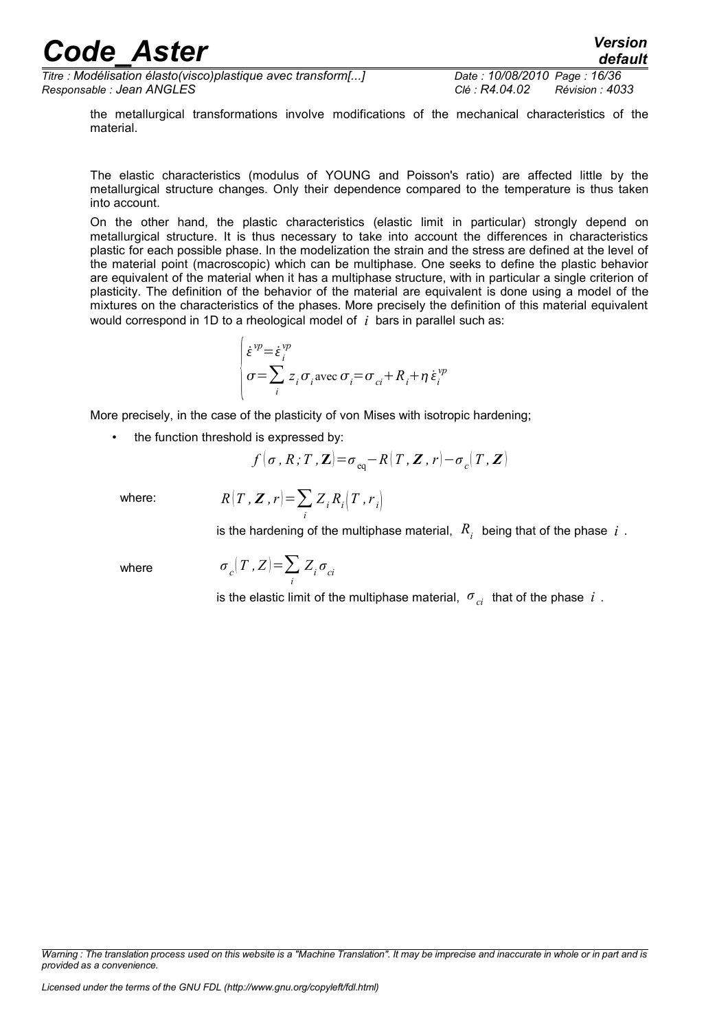the metallurgical transformations involve modifications of the mechanical characteristics of the material.

The elastic characteristics (modulus of YOUNG and Poisson's ratio) are affected little by the metallurgical structure changes. Only their dependence compared to the temperature is thus taken into account.

On the other hand, the plastic characteristics (elastic limit in particular) strongly depend on metallurgical structure. It is thus necessary to take into account the differences in characteristics plastic for each possible phase. In the modelization the strain and the stress are defined at the level of the material point (macroscopic) which can be multiphase. One seeks to define the plastic behavior are equivalent of the material when it has a multiphase structure, with in particular a single criterion of plasticity. The definition of the behavior of the material are equivalent is done using a model of the mixtures on the characteristics of the phases. More precisely the definition of this material equivalent would correspond in 1D to a rheological model of $i$ bars in parallel such as:

$$\begin{cases} \dot{\varepsilon}^{vp} = \dot{\varepsilon}_i^{vp} \\ \sigma = \sum_i z_i \sigma_i \text{avec } \sigma_i = \sigma_{ci} + R_i + \eta \dot{\varepsilon}_i^{vp} \end{cases}$$

More precisely, in the case of the plasticity of von Mises with isotropic hardening;

- the function threshold is expressed by:

$$f(\sigma, R; T, \mathbf{Z}) = \sigma_{eq} - R(T, \boldsymbol{Z}, r) - \sigma_c(T, \boldsymbol{Z})$$

where: $R(T, \boldsymbol{Z}, r) = \sum_i Z_i R_i(T, r_i)$

is the hardening of the multiphase material, $R_i$ being that of the phase $i$.

where $\sigma_c(T, Z) = \sum_i Z_i \sigma_{ci}$

is the elastic limit of the multiphase material, $\sigma_{ci}$ that of the phase $i$.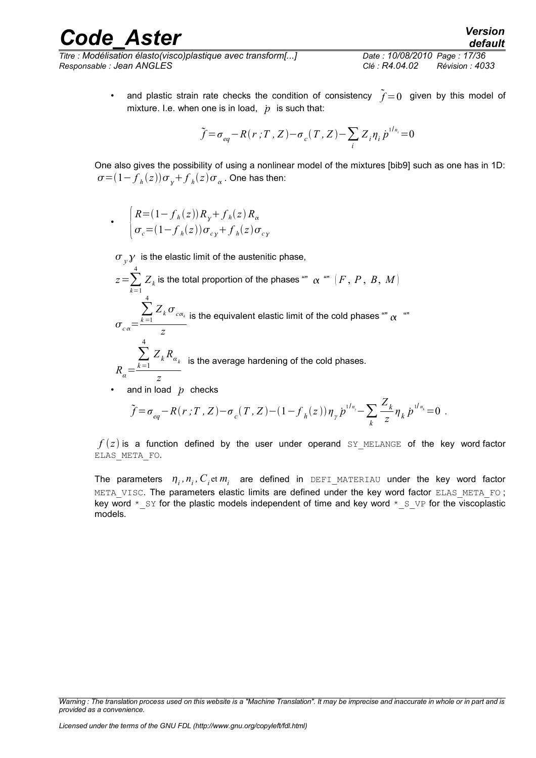- and plastic strain rate checks the condition of consistency $\tilde{f}=0$ given by this model of mixture. I.e. when one is in load, $\dot{p}$ is such that:

$$\tilde{f}=\sigma_{eq}-R(r\,;T\,,Z)-\sigma_c(T\,,Z)-\sum_i Z_i \eta_i \dot{p}^{1/n_i}=0$$

One also gives the possibility of using a nonlinear model of the mixtures [bib9] such as one has in 1D: $\sigma=(1-f_h(z))\sigma_\gamma+f_h(z)\sigma_\alpha$. One has then:

- $$\begin{cases} R=(1-f_h(z))R_\gamma+f_h(z)R_\alpha \\ \sigma_c=(1-f_h(z))\sigma_{c\gamma}+f_h(z)\sigma_{c\gamma} \end{cases}$$

$\sigma_y\gamma$ is the elastic limit of the austenitic phase,

$z=\sum_{k=1}^{4} Z_k$ is the total proportion of the phases "" $\alpha$ "" $(F,\,P,\,B,\,M)$

$\sigma_{c\alpha}=\dfrac{\sum_{k=1}^{4} Z_k \sigma_{c\alpha_k}}{z}$ is the equivalent elastic limit of the cold phases "" $\alpha$ ""

$R_\alpha=\dfrac{\sum_{k=1}^{4} Z_k R_{\alpha_k}}{z}$ is the average hardening of the cold phases.

- and in load $p$ checks

$$\tilde{f}=\sigma_{eq}-R(r\,;T\,,Z)-\sigma_c(T\,,Z)-(1-f_h(z))\eta_\gamma \dot{p}^{1/n_\gamma}-\sum_k \frac{Z_k}{z}\eta_k \dot{p}^{1/n_k}=0\ .$$

$f(z)$ is a function defined by the user under operand SY_MELANGE of the key word factor ELAS_META_FO.

The parameters $\eta_i, n_i, C_i \text{ et } m_i$ are defined in DEFI_MATERIAU under the key word factor META_VISC. The parameters elastic limits are defined under the key word factor ELAS_META_FO ; key word *_SY for the plastic models independent of time and key word *_S_VP for the viscoplastic models.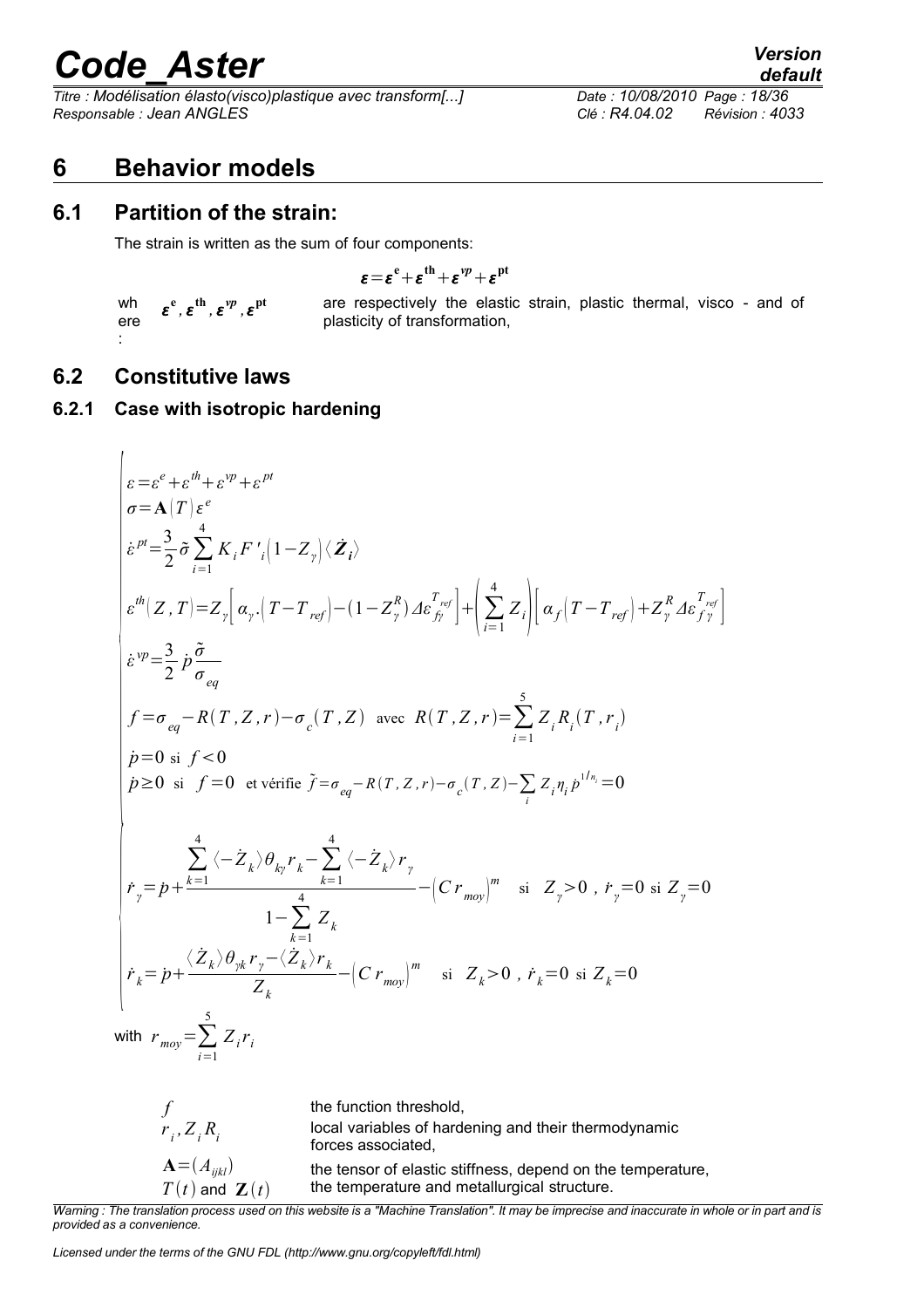# 6 Behavior models

## 6.1 Partition of the strain:

The strain is written as the sum of four components:

$$\boldsymbol{\varepsilon}=\boldsymbol{\varepsilon}^{\mathbf{e}}+\boldsymbol{\varepsilon}^{\mathbf{th}}+\boldsymbol{\varepsilon}^{\boldsymbol{vp}}+\boldsymbol{\varepsilon}^{\mathbf{pt}}$$

where : $\boldsymbol{\varepsilon}^{\mathbf{e}},\boldsymbol{\varepsilon}^{\mathbf{th}},\boldsymbol{\varepsilon}^{\boldsymbol{vp}},\boldsymbol{\varepsilon}^{\mathbf{pt}}$ are respectively the elastic strain, plastic thermal, visco - and of plasticity of transformation,

## 6.2 Constitutive laws

### 6.2.1 Case with isotropic hardening

$$\begin{cases}
\varepsilon=\varepsilon^{e}+\varepsilon^{th}+\varepsilon^{vp}+\varepsilon^{pt}\\
\sigma=\mathbf{A}(T)\varepsilon^{e}\\
\dot{\varepsilon}^{pt}=\dfrac{3}{2}\tilde{\sigma}\displaystyle\sum_{i=1}^{4}K_{i}F'_{i}\left(1-Z_{\gamma}\right)\langle\dot{\boldsymbol{Z}}_{\boldsymbol{i}}\rangle\\
\varepsilon^{th}(Z,T)=Z_{\gamma}\left[\alpha_{\gamma}.\left(T-T_{ref}\right)-(1-Z_{\gamma}^{R})\,\Delta\varepsilon_{f\gamma}^{T_{ref}}\right]+\left(\displaystyle\sum_{i=1}^{4}Z_{i}\right)\left[\alpha_{f}\left(T-T_{ref}\right)+Z_{\gamma}^{R}\,\Delta\varepsilon_{f\gamma}^{T_{ref}}\right]\\
\dot{\varepsilon}^{vp}=\dfrac{3}{2}\,\dot{p}\,\dfrac{\tilde{\sigma}}{\sigma_{eq}}\\
f=\sigma_{eq}-R(T,Z,r)-\sigma_{c}(T,Z)\ \text{ avec }\ R(T,Z,r)=\displaystyle\sum_{i=1}^{5}Z_{i}R_{i}(T,r_{i})\\
\dot{p}=0\ \text{ si }\ f<0\\
\dot{p}\geq 0\ \text{ si }\ f=0\ \text{ et vérifie }\ \tilde{f}=\sigma_{eq}-R(T,Z,r)-\sigma_{c}(T,Z)-\displaystyle\sum_{i}Z_{i}\eta_{i}\dot{p}^{1/n_{i}}=0\\
\dot{r}_{\gamma}=\dot{p}+\dfrac{\displaystyle\sum_{k=1}^{4}\langle-\dot{Z}_{k}\rangle\theta_{k\gamma}r_{k}-\displaystyle\sum_{k=1}^{4}\langle-\dot{Z}_{k}\rangle r_{\gamma}}{1-\displaystyle\sum_{k=1}^{4}Z_{k}}-\left(C\,r_{moy}\right)^{m}\quad\text{si}\quad Z_{\gamma}>0\ ,\ \dot{r}_{\gamma}=0\ \text{ si }\ Z_{\gamma}=0\\
\dot{r}_{k}=\dot{p}+\dfrac{\langle\dot{Z}_{k}\rangle\theta_{\gamma k}r_{\gamma}-\langle\dot{Z}_{k}\rangle r_{k}}{Z_{k}}-\left(C\,r_{moy}\right)^{m}\quad\text{si}\quad Z_{k}>0\ ,\ \dot{r}_{k}=0\ \text{ si }\ Z_{k}=0
\end{cases}$$

with $r_{moy}=\displaystyle\sum_{i=1}^{5}Z_{i}r_{i}$

| | |
|---|---|
| $f$ | the function threshold, |
| $r_i, Z_i R_i$ | local variables of hardening and their thermodynamic forces associated, |
| $\mathbf{A}=(A_{ijkl})$ | the tensor of elastic stiffness, depend on the temperature, |
| $T(t)$ and $\mathbf{Z}(t)$ | the temperature and metallurgical structure. |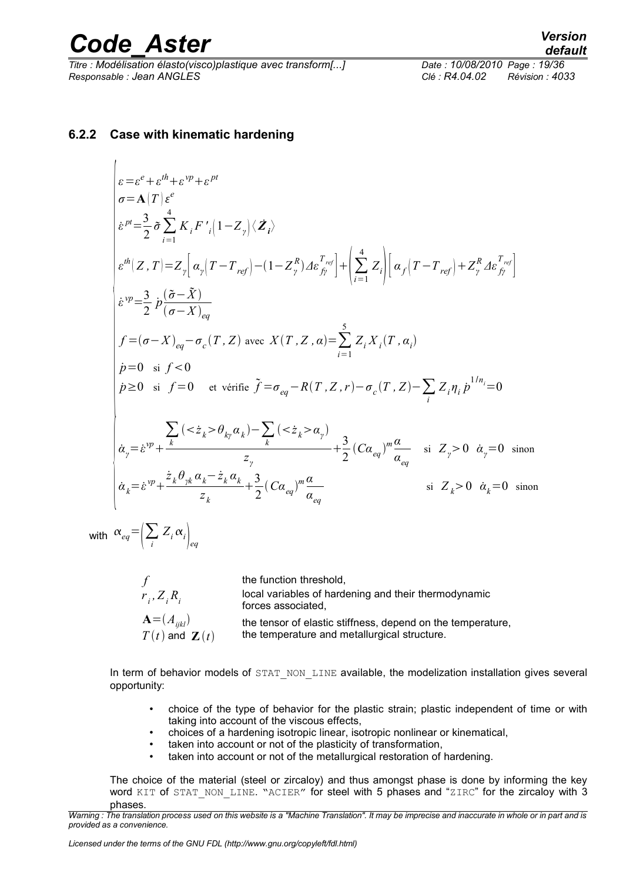### 6.2.2 Case with kinematic hardening

$$
\begin{cases}
\varepsilon = \varepsilon^e + \varepsilon^{th} + \varepsilon^{vp} + \varepsilon^{pt} \\
\sigma = \mathbf{A}(T)\,\varepsilon^e \\
\dot{\varepsilon}^{pt} = \dfrac{3}{2}\tilde{\sigma} \displaystyle\sum_{i=1}^{4} K_i F'_i\left(1 - Z_\gamma\right)\langle \dot{\boldsymbol{Z}}_i \rangle \\
\varepsilon^{th}(Z, T) = Z_\gamma\left[\alpha_\gamma\left(T - T_{ref}\right) - (1 - Z_\gamma^R)\Delta\varepsilon_{f\gamma}^{T_{ref}}\right] + \left(\displaystyle\sum_{i=1}^{4} Z_i\right)\left[\alpha_f\left(T - T_{ref}\right) + Z_\gamma^R \Delta\varepsilon_{f\gamma}^{T_{ref}}\right] \\
\dot{\varepsilon}^{vp} = \dfrac{3}{2}\,\dot{p}\,\dfrac{(\tilde{\sigma} - \tilde{X})}{(\sigma - X)_{eq}} \\
f = (\sigma - X)_{eq} - \sigma_c(T, Z) \text{ avec } X(T, Z, \alpha) = \displaystyle\sum_{i=1}^{5} Z_i X_i(T, \alpha_i) \\
\dot{p} = 0 \quad \text{si } f < 0 \\
\dot{p} \geq 0 \quad \text{si } \; f = 0 \quad \text{ et vérifie } \tilde{f} = \sigma_{eq} - R(T, Z, r) - \sigma_c(T, Z) - \displaystyle\sum_i Z_i \eta_i \dot{p}^{1/n_i} = 0 \\
\dot{\alpha}_\gamma = \dot{\varepsilon}^{vp} + \dfrac{\displaystyle\sum_k (<\dot{z}_k> \theta_{k\gamma}\alpha_k) - \sum_k (<\dot{z}_k> \alpha_\gamma)}{z_\gamma} + \dfrac{3}{2}(C\alpha_{eq})^m \dfrac{\alpha}{\alpha_{eq}} \quad \text{si } \; Z_\gamma > 0 \;\; \dot{\alpha}_\gamma = 0 \;\; \text{sinon} \\
\dot{\alpha}_k = \dot{\varepsilon}^{vp} + \dfrac{\dot{z}_k \theta_{\gamma k}\alpha_k - \dot{z}_k \alpha_k}{z_k} + \dfrac{3}{2}(C\alpha_{eq})^m \dfrac{\alpha}{\alpha_{eq}} \quad \text{si } \; Z_k > 0 \;\; \dot{\alpha}_k = 0 \;\; \text{sinon}
\end{cases}
$$

with $\alpha_{eq} = \left(\displaystyle\sum_i Z_i \alpha_i\right)_{eq}$

| | |
|---|---|
| $f$ | the function threshold, |
| $r_i, Z_i R_i$ | local variables of hardening and their thermodynamic forces associated, |
| $\mathbf{A} = (A_{ijkl})$ | the tensor of elastic stiffness, depend on the temperature, |
| $T(t)$ and $\mathbf{Z}(t)$ | the temperature and metallurgical structure. |

In term of behavior models of STAT_NON_LINE available, the modelization installation gives several opportunity:

- choice of the type of behavior for the plastic strain; plastic independent of time or with taking into account of the viscous effects,
- choices of a hardening isotropic linear, isotropic nonlinear or kinematical,
- taken into account or not of the plasticity of transformation,
- taken into account or not of the metallurgical restoration of hardening.

The choice of the material (steel or zircaloy) and thus amongst phase is done by informing the key word KIT of STAT_NON_LINE. "ACIER" for steel with 5 phases and "ZIRC" for the zircaloy with 3 phases.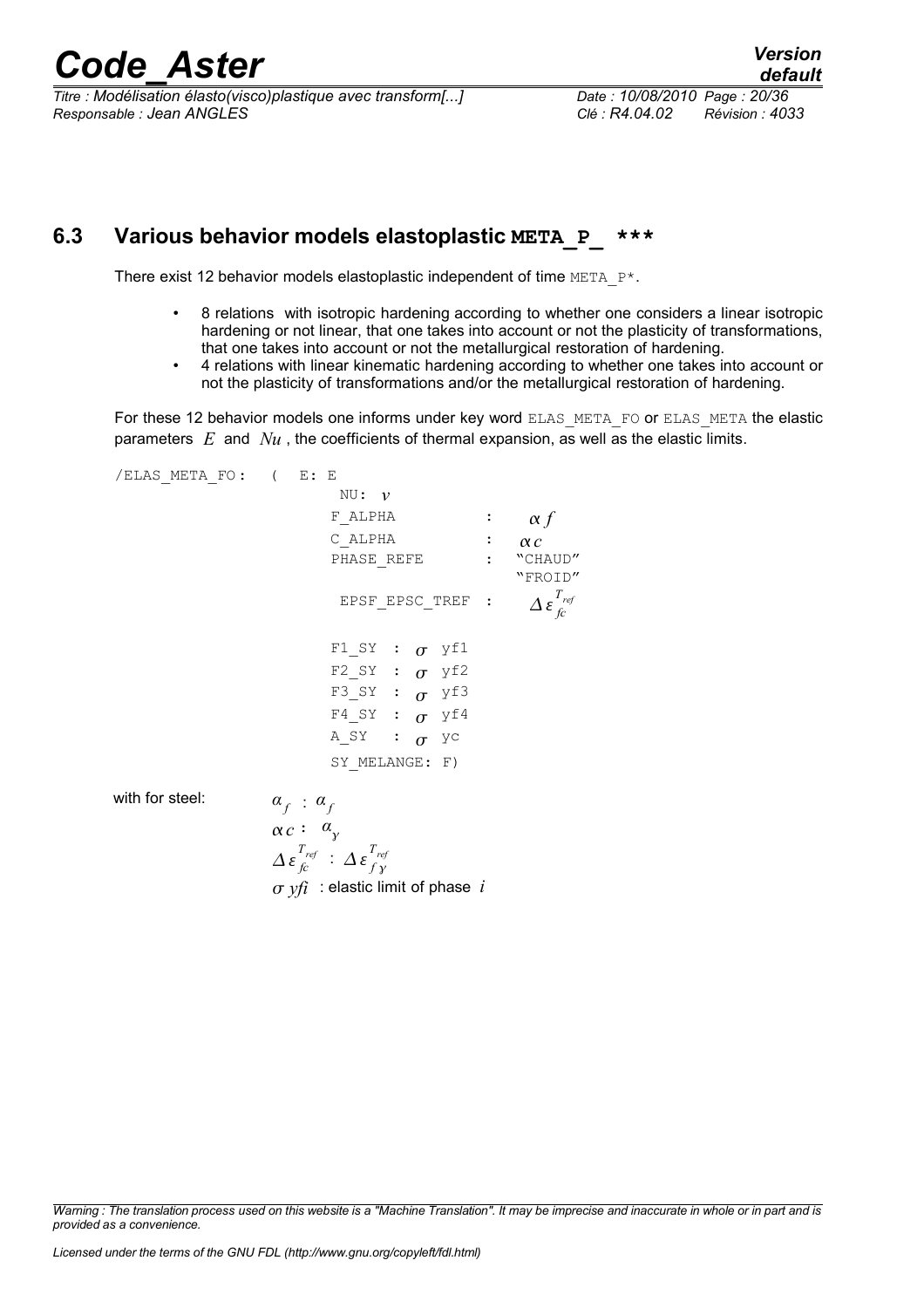## 6.3 Various behavior models elastoplastic `META_P_ ***`

There exist 12 behavior models elastoplastic independent of time `META_P*`.

- 8 relations with isotropic hardening according to whether one considers a linear isotropic hardening or not linear, that one takes into account or not the plasticity of transformations, that one takes into account or not the metallurgical restoration of hardening.
- 4 relations with linear kinematic hardening according to whether one takes into account or not the plasticity of transformations and/or the metallurgical restoration of hardening.

For these 12 behavior models one informs under key word `ELAS_META_FO` or `ELAS_META` the elastic parameters $E$ and $Nu$, the coefficients of thermal expansion, as well as the elastic limits.

```
/ELAS_META_FO:  (  E: E
                    NU: ν
                   F_ALPHA          :   αf
                   C_ALPHA          :   αc
                   PHASE_REFE       :   "CHAUD"
                                        "FROID"
                   EPSF_EPSC_TREF   :   Δε_fc^Tref

                   F1_SY  :  σ yf1
                   F2_SY  :  σ yf2
                   F3_SY  :  σ yf3
                   F4_SY  :  σ yf4
                   A_SY   :  σ yc
                   SY_MELANGE: F)
```

with for steel:

$\alpha_f$ : $\alpha_f$

$\alpha c$ : $\alpha_\gamma$

$\Delta \varepsilon_{fc}^{T_{ref}}$ : $\Delta \varepsilon_{f\gamma}^{T_{ref}}$

$\sigma\, yfi$ : elastic limit of phase $i$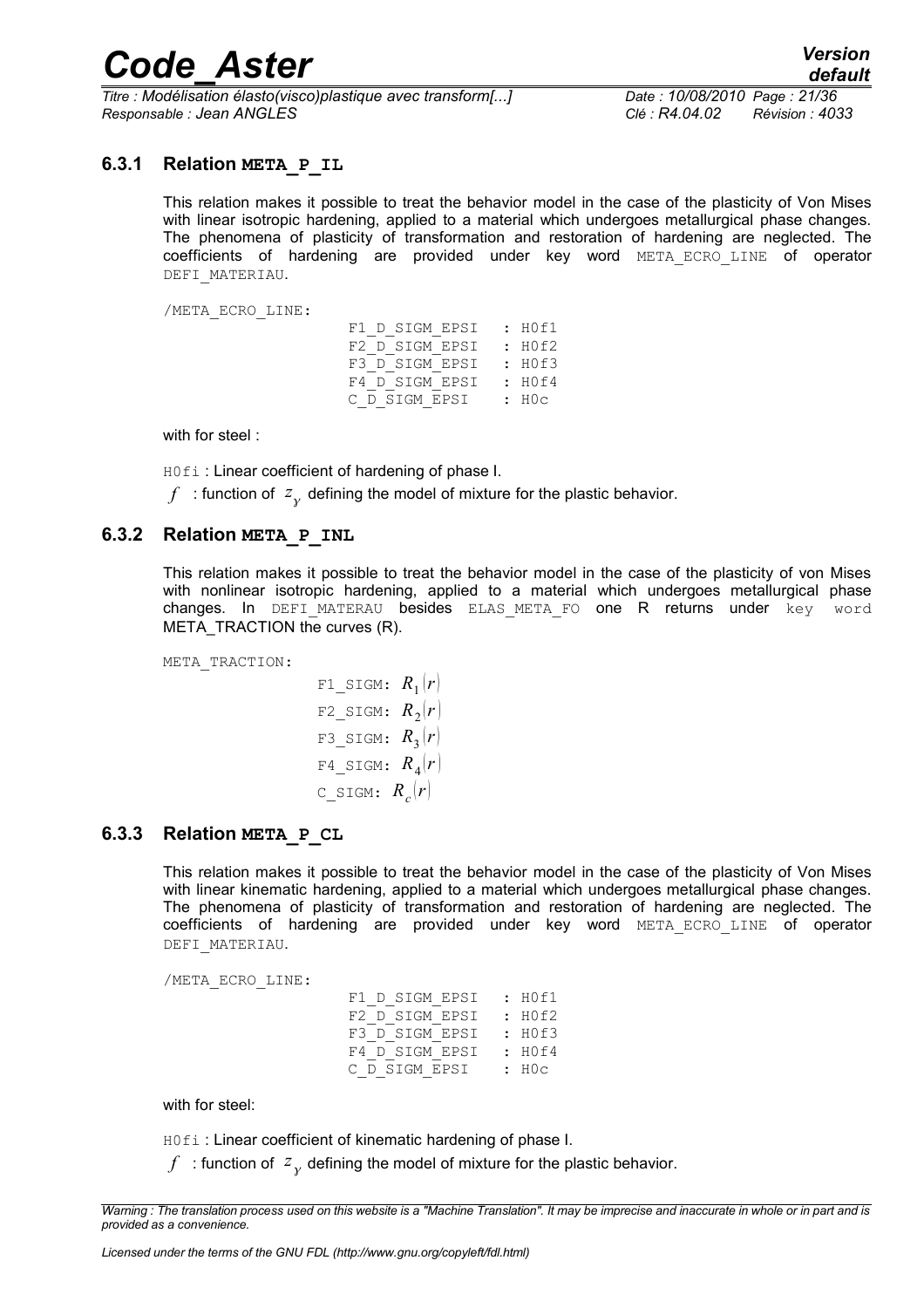### 6.3.1 Relation META_P_IL

This relation makes it possible to treat the behavior model in the case of the plasticity of Von Mises with linear isotropic hardening, applied to a material which undergoes metallurgical phase changes. The phenomena of plasticity of transformation and restoration of hardening are neglected. The coefficients of hardening are provided under key word META_ECRO_LINE of operator DEFI_MATERIAU.

```
/META_ECRO_LINE:
                    F1_D_SIGM_EPSI   : H0f1
                    F2_D_SIGM_EPSI   : H0f2
                    F3_D_SIGM_EPSI   : H0f3
                    F4_D_SIGM_EPSI   : H0f4
                    C_D_SIGM_EPSI    : H0c
```

with for steel :

H0fi : Linear coefficient of hardening of phase I.

$f$ : function of $z_\gamma$ defining the model of mixture for the plastic behavior.

### 6.3.2 Relation META_P_INL

This relation makes it possible to treat the behavior model in the case of the plasticity of von Mises with nonlinear isotropic hardening, applied to a material which undergoes metallurgical phase changes. In DEFI_MATERAU besides ELAS_META_FO one R returns under key word META_TRACTION the curves (R).

META_TRACTION:

F1_SIGM: $R_1(r)$
F2_SIGM: $R_2(r)$
F3_SIGM: $R_3(r)$
F4_SIGM: $R_4(r)$
C_SIGM: $R_c(r)$

### 6.3.3 Relation META_P_CL

This relation makes it possible to treat the behavior model in the case of the plasticity of Von Mises with linear kinematic hardening, applied to a material which undergoes metallurgical phase changes. The phenomena of plasticity of transformation and restoration of hardening are neglected. The coefficients of hardening are provided under key word META_ECRO_LINE of operator DEFI_MATERIAU.

```
/META_ECRO_LINE:
                    F1_D_SIGM_EPSI   : H0f1
                    F2_D_SIGM_EPSI   : H0f2
                    F3_D_SIGM_EPSI   : H0f3
                    F4_D_SIGM_EPSI   : H0f4
                    C_D_SIGM_EPSI    : H0c
```

with for steel:

H0fi : Linear coefficient of kinematic hardening of phase I.

$f$ : function of $z_\gamma$ defining the model of mixture for the plastic behavior.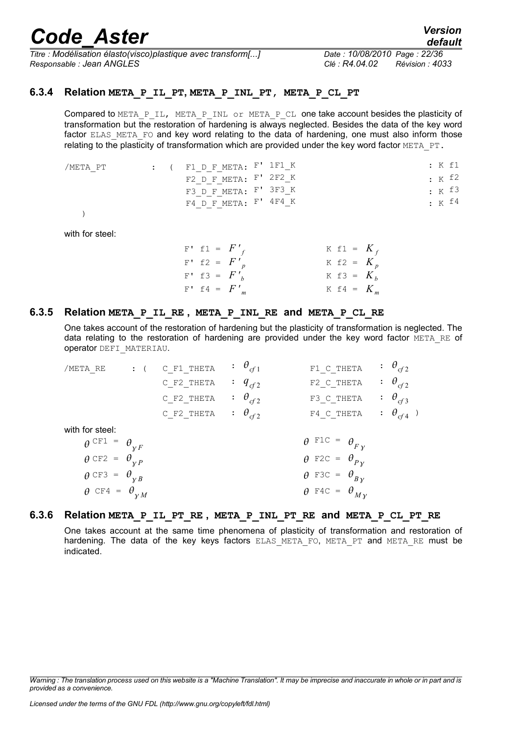#### 6.3.4 Relation META_P_IL_PT, META_P_INL_PT , META_P_CL_PT

Compared to META_P_IL, META_P_INL or META_P_CL one take account besides the plasticity of transformation but the restoration of hardening is always neglected. Besides the data of the key word factor ELAS_META_FO and key word relating to the data of hardening, one must also inform those relating to the plasticity of transformation which are provided under the key word factor META_PT.

```
/META_PT        :  (  F1_D_F_META: F' 1F1_K                    : K f1
                      F2_D_F_META: F' 2F2_K                    : K f2
                      F3_D_F_META: F' 3F3_K                    : K f3
                      F4_D_F_META: F' 4F4_K                    : K f4
    )
```

with for steel:

F' f1 = $F'_f$ &nbsp;&nbsp;&nbsp;&nbsp; K f1 = $K_f$

F' f2 = $F'_p$ &nbsp;&nbsp;&nbsp;&nbsp; K f2 = $K_p$

F' f3 = $F'_b$ &nbsp;&nbsp;&nbsp;&nbsp; K f3 = $K_b$

F' f4 = $F'_m$ &nbsp;&nbsp;&nbsp;&nbsp; K f4 = $K_m$

#### 6.3.5 Relation META_P_IL_RE , META_P_INL_RE and META_P_CL_RE

One takes account of the restoration of hardening but the plasticity of transformation is neglected. The data relating to the restoration of hardening are provided under the key word factor META_RE of operator DEFI_MATERIAU.

/META_RE : ( C_F1_THETA : $\theta_{cf1}$ &nbsp;&nbsp; F1_C_THETA : $\theta_{cf2}$

C_F2_THETA : $q_{cf2}$ &nbsp;&nbsp; F2_C_THETA : $\theta_{cf2}$

C_F2_THETA : $\theta_{cf2}$ &nbsp;&nbsp; F3_C_THETA : $\theta_{cf3}$

C_F2_THETA : $\theta_{cf2}$ &nbsp;&nbsp; F4_C_THETA : $\theta_{cf4}$ )

with for steel:

$\theta$ CF1 = $\theta_{\gamma F}$ &nbsp;&nbsp;&nbsp;&nbsp; $\theta$ F1C = $\theta_{F\gamma}$

$\theta$ CF2 = $\theta_{\gamma P}$ &nbsp;&nbsp;&nbsp;&nbsp; $\theta$ F2C = $\theta_{P\gamma}$

$\theta$ CF3 = $\theta_{\gamma B}$ &nbsp;&nbsp;&nbsp;&nbsp; $\theta$ F3C = $\theta_{B\gamma}$

$\theta$ CF4 = $\theta_{\gamma M}$ &nbsp;&nbsp;&nbsp;&nbsp; $\theta$ F4C = $\theta_{M\gamma}$

#### 6.3.6 Relation META_P_IL_PT_RE , META_P_INL_PT_RE and META_P_CL_PT_RE

One takes account at the same time phenomena of plasticity of transformation and restoration of hardening. The data of the key keys factors ELAS_META_FO, META_PT and META_RE must be indicated.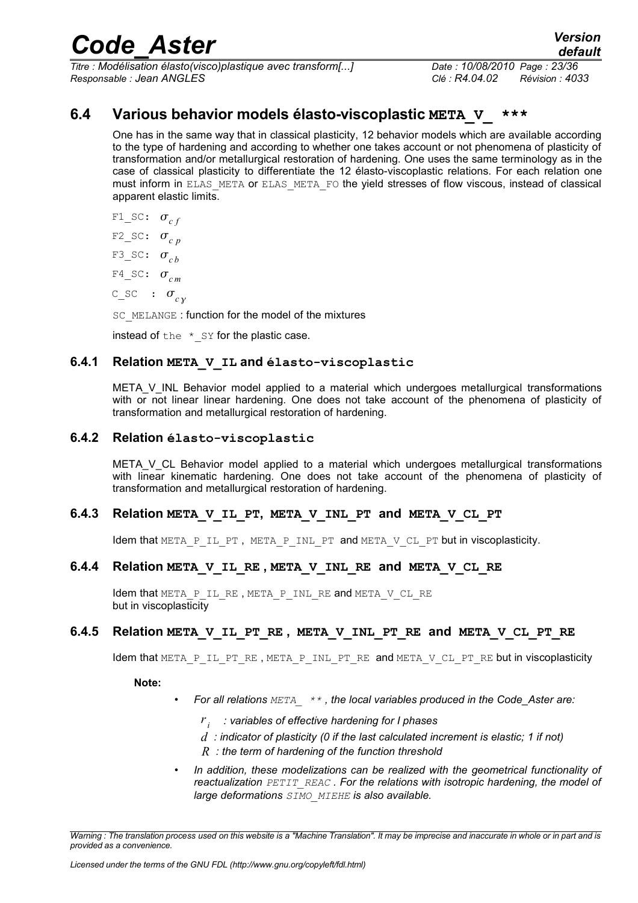## 6.4 Various behavior models élasto-viscoplastic META_V_ ***

One has in the same way that in classical plasticity, 12 behavior models which are available according to the type of hardening and according to whether one takes account or not phenomena of plasticity of transformation and/or metallurgical restoration of hardening. One uses the same terminology as in the case of classical plasticity to differentiate the 12 élasto-viscoplastic relations. For each relation one must inform in ELAS_META or ELAS_META_FO the yield stresses of flow viscous, instead of classical apparent elastic limits.

F1_SC: $\sigma_{cf}$

F2_SC: $\sigma_{cp}$

F3_SC: $\sigma_{cb}$

F4_SC: $\sigma_{cm}$

C_SC : $\sigma_{c\gamma}$

SC_MELANGE : function for the model of the mixtures

instead of the *_SY for the plastic case.

### 6.4.1 Relation META_V_IL and élasto-viscoplastic

META_V_INL Behavior model applied to a material which undergoes metallurgical transformations with or not linear linear hardening. One does not take account of the phenomena of plasticity of transformation and metallurgical restoration of hardening.

### 6.4.2 Relation élasto-viscoplastic

META_V_CL Behavior model applied to a material which undergoes metallurgical transformations with linear kinematic hardening. One does not take account of the phenomena of plasticity of transformation and metallurgical restoration of hardening.

### 6.4.3 Relation META_V_IL_PT, META_V_INL_PT and META_V_CL_PT

Idem that META_P_IL_PT , META_P_INL_PT and META_V_CL_PT but in viscoplasticity.

### 6.4.4 Relation META_V_IL_RE , META_V_INL_RE and META_V_CL_RE

Idem that META_P_IL_RE , META_P_INL_RE and META_V_CL_RE but in viscoplasticity

### 6.4.5 Relation META_V_IL_PT_RE , META_V_INL_PT_RE and META_V_CL_PT_RE

Idem that META_P_IL_PT_RE , META_P_INL_PT_RE and META_V_CL_PT_RE but in viscoplasticity

**Note:**

- *For all relations META_ \*\* , the local variables produced in the Code_Aster are:*
  - $r_i$ *: variables of effective hardening for I phases*
  - $d$ *: indicator of plasticity (0 if the last calculated increment is elastic; 1 if not)*
  - $R$ *: the term of hardening of the function threshold*
- *In addition, these modelizations can be realized with the geometrical functionality of reactualization PETIT_REAC . For the relations with isotropic hardening, the model of large deformations SIMO_MIEHE is also available.*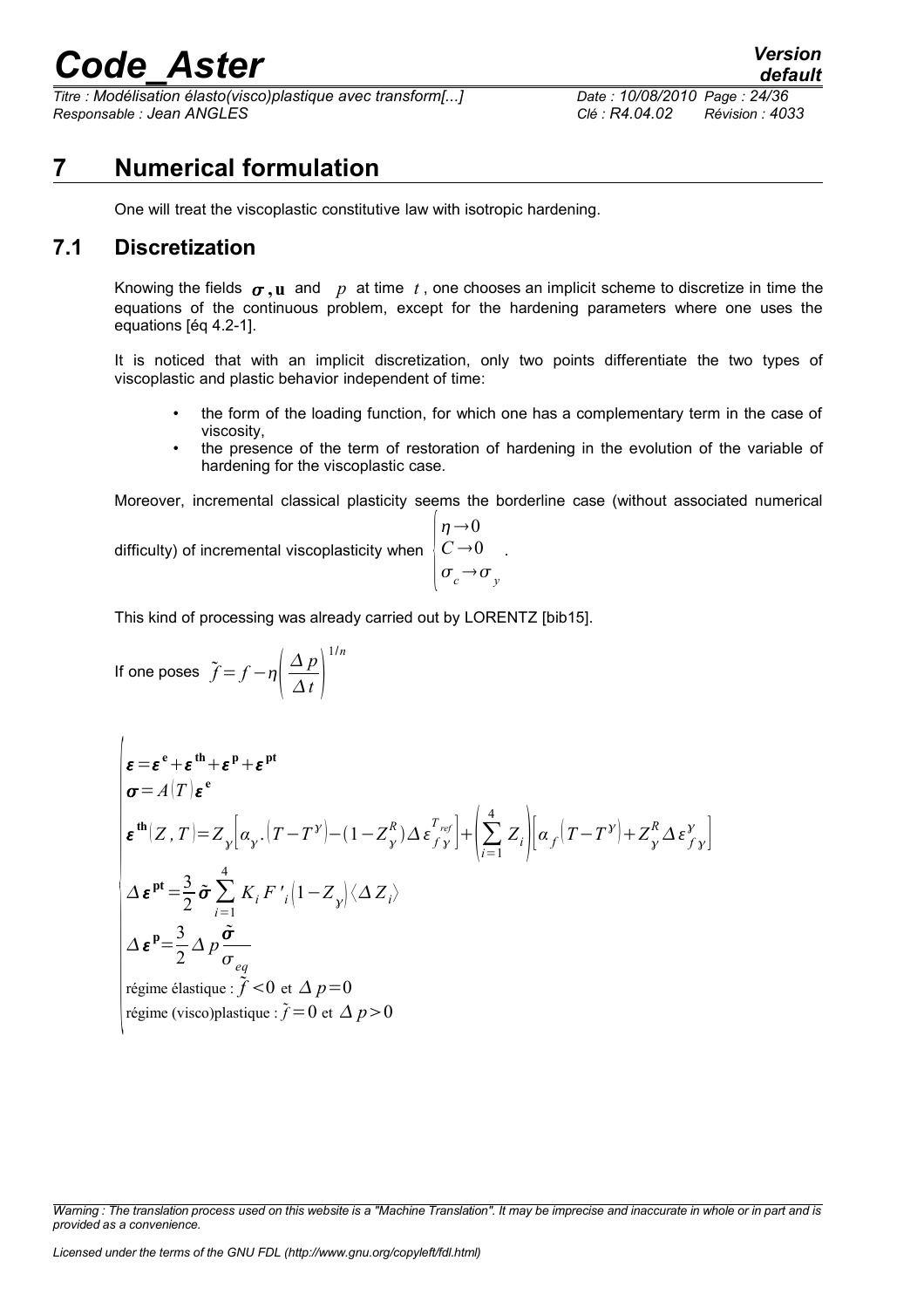# 7 Numerical formulation

One will treat the viscoplastic constitutive law with isotropic hardening.

## 7.1 Discretization

Knowing the fields $\boldsymbol{\sigma}, \mathbf{u}$ and $p$ at time $t$, one chooses an implicit scheme to discretize in time the equations of the continuous problem, except for the hardening parameters where one uses the equations [éq 4.2-1].

It is noticed that with an implicit discretization, only two points differentiate the two types of viscoplastic and plastic behavior independent of time:

- the form of the loading function, for which one has a complementary term in the case of viscosity,
- the presence of the term of restoration of hardening in the evolution of the variable of hardening for the viscoplastic case.

Moreover, incremental classical plasticity seems the borderline case (without associated numerical difficulty) of incremental viscoplasticity when $\begin{cases} \eta \to 0 \\ C \to 0 \\ \sigma_c \to \sigma_y \end{cases}$.

This kind of processing was already carried out by LORENTZ [bib15].

If one poses $\tilde{f} = f - \eta \left( \dfrac{\Delta p}{\Delta t} \right)^{1/n}$

$$
\begin{cases}
\boldsymbol{\varepsilon} = \boldsymbol{\varepsilon}^{\mathbf{e}} + \boldsymbol{\varepsilon}^{\mathbf{th}} + \boldsymbol{\varepsilon}^{\mathbf{p}} + \boldsymbol{\varepsilon}^{\mathbf{pt}} \\
\boldsymbol{\sigma} = A(T) \boldsymbol{\varepsilon}^{\mathbf{e}} \\
\boldsymbol{\varepsilon}^{\mathbf{th}}(Z, T) = Z_{\gamma} \left[ \alpha_{\gamma} . (T - T^{\gamma}) - (1 - Z_{\gamma}^{R}) \Delta \varepsilon_{f\gamma}^{T_{ref}} \right] + \left( \sum_{i=1}^{4} Z_i \right) \left[ \alpha_f (T - T^{\gamma}) + Z_{\gamma}^{R} \Delta \varepsilon_{f\gamma}^{\gamma} \right] \\
\Delta \boldsymbol{\varepsilon}^{\mathbf{pt}} = \dfrac{3}{2} \tilde{\boldsymbol{\sigma}} \sum_{i=1}^{4} K_i F'_i (1 - Z_{\gamma}) \langle \Delta Z_i \rangle \\
\Delta \boldsymbol{\varepsilon}^{\mathbf{p}} = \dfrac{3}{2} \Delta p \dfrac{\tilde{\boldsymbol{\sigma}}}{\sigma_{eq}} \\
\text{régime élastique : } \tilde{f} < 0 \text{ et } \Delta p = 0 \\
\text{régime (visco)plastique : } \tilde{f} = 0 \text{ et } \Delta p > 0
\end{cases}
$$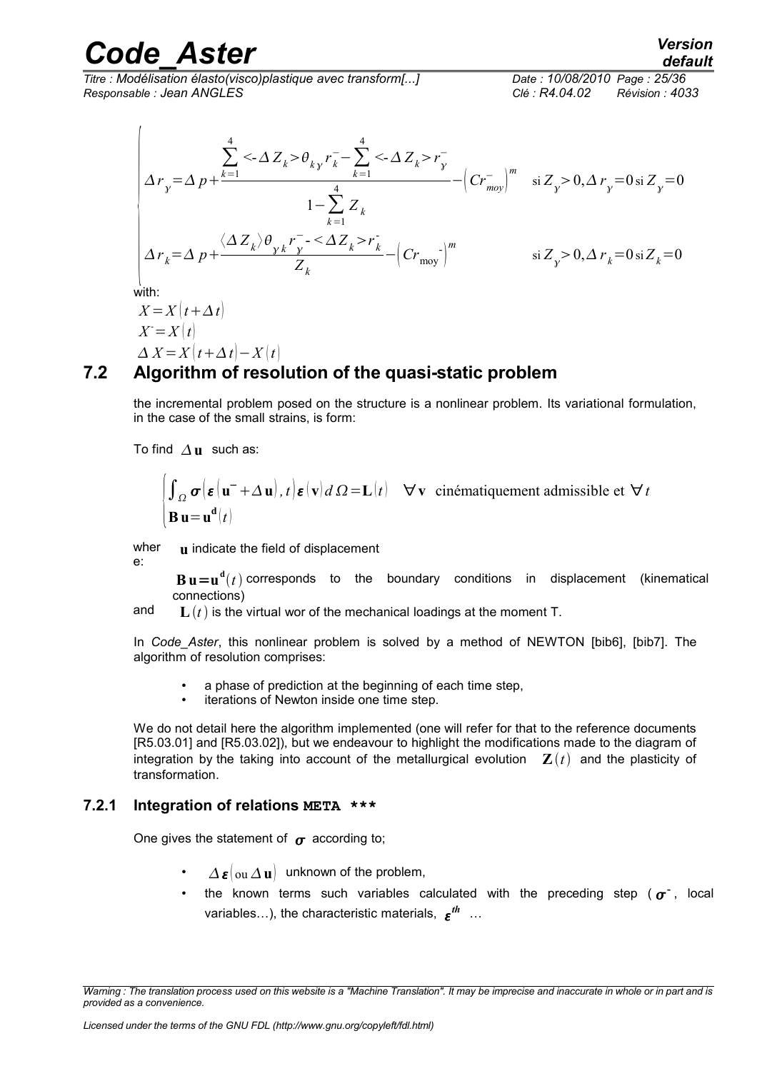$$
\begin{cases}
\Delta r_{\gamma} = \Delta p + \dfrac{\sum_{k=1}^{4} <-\Delta Z_k> \theta_{k\gamma} r_k^{-} - \sum_{k=1}^{4} <-\Delta Z_k> r_{\gamma}^{-}}{1 - \sum_{k=1}^{4} Z_k} - \left( C r_{moy}^{-} \right)^m & \text{si } Z_{\gamma} > 0, \Delta r_{\gamma} = 0 \text{ si } Z_{\gamma} = 0 \\
\Delta r_k = \Delta p + \dfrac{\langle \Delta Z_k \rangle \theta_{\gamma k} r_{\gamma}^{-} - <\Delta Z_k> r_k^{-}}{Z_k} - \left( C r_{\text{moy}}^{-} \right)^m & \text{si } Z_{\gamma} > 0, \Delta r_k = 0 \text{ si } Z_k = 0
\end{cases}
$$

with:

$X = X(t + \Delta t)$

$X^{-} = X(t)$

$\Delta X = X(t + \Delta t) - X(t)$

## 7.2 Algorithm of resolution of the quasi-static problem

the incremental problem posed on the structure is a nonlinear problem. Its variational formulation, in the case of the small strains, is form:

To find $\Delta \mathbf{u}$ such as:

$$
\begin{cases}
\int_{\Omega} \boldsymbol{\sigma}\left(\boldsymbol{\varepsilon}\left(\mathbf{u}^{-} + \Delta \mathbf{u}\right), t\right) \boldsymbol{\varepsilon}(\mathbf{v})\, d\Omega = \mathbf{L}(t) \quad \forall \mathbf{v} \text{ cinématiquement admissible et } \forall t \\
\mathbf{B}\,\mathbf{u} = \mathbf{u}^{\mathbf{d}}(t)
\end{cases}
$$

where: $\mathbf{u}$ indicate the field of displacement

$\mathbf{B}\,\mathbf{u} = \mathbf{u}^{\mathbf{d}}(t)$ corresponds to the boundary conditions in displacement (kinematical connections)

and $\mathbf{L}(t)$ is the virtual wor of the mechanical loadings at the moment T.

In *Code_Aster*, this nonlinear problem is solved by a method of NEWTON [bib6], [bib7]. The algorithm of resolution comprises:

- a phase of prediction at the beginning of each time step,
- iterations of Newton inside one time step.

We do not detail here the algorithm implemented (one will refer for that to the reference documents [R5.03.01] and [R5.03.02]), but we endeavour to highlight the modifications made to the diagram of integration by the taking into account of the metallurgical evolution $\mathbf{Z}(t)$ and the plasticity of transformation.

### 7.2.1 Integration of relations META ***

One gives the statement of $\boldsymbol{\sigma}$ according to;

- $\Delta \boldsymbol{\varepsilon}$ (ou $\Delta \mathbf{u}$) unknown of the problem,
- the known terms such variables calculated with the preceding step ($\boldsymbol{\sigma}^{-}$, local variables…), the characteristic materials, $\boldsymbol{\varepsilon}^{th}$ …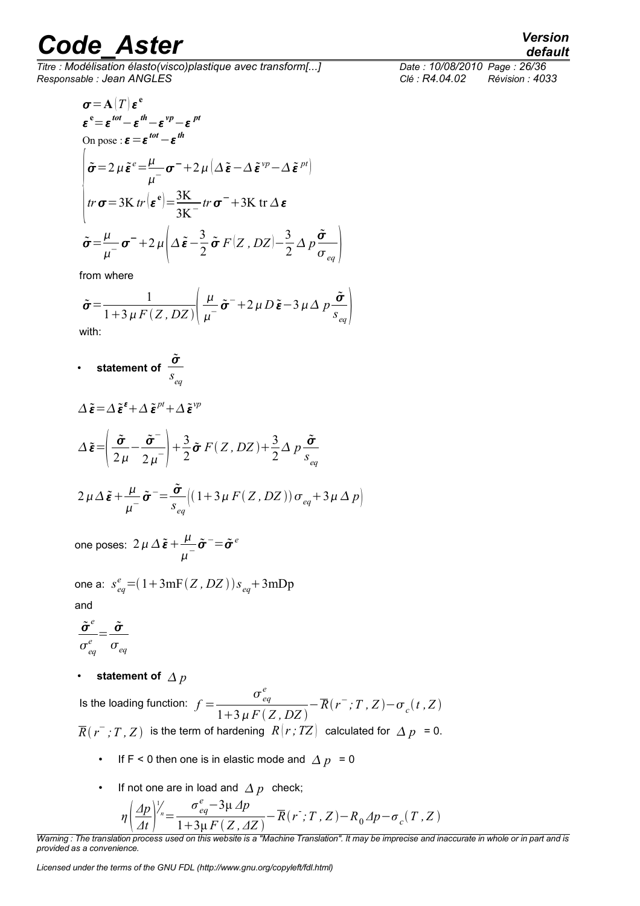$$\boldsymbol{\sigma} = \mathbf{A}(T)\boldsymbol{\varepsilon}^{\mathbf{e}}$$

$$\boldsymbol{\varepsilon}^{\mathbf{e}} = \boldsymbol{\varepsilon}^{tot} - \boldsymbol{\varepsilon}^{th} - \boldsymbol{\varepsilon}^{vp} - \boldsymbol{\varepsilon}^{pt}$$

On pose : $\boldsymbol{\varepsilon} = \boldsymbol{\varepsilon}^{tot} - \boldsymbol{\varepsilon}^{th}$

$$\begin{cases} \tilde{\boldsymbol{\sigma}} = 2\mu\tilde{\boldsymbol{\varepsilon}}^{e} = \dfrac{\mu}{\mu^{-}}\boldsymbol{\sigma}^{-} + 2\mu\left(\Delta\tilde{\boldsymbol{\varepsilon}} - \Delta\tilde{\boldsymbol{\varepsilon}}^{vp} - \Delta\tilde{\boldsymbol{\varepsilon}}^{pt}\right) \\ tr\,\boldsymbol{\sigma} = 3\mathrm{K}\,tr\left(\boldsymbol{\varepsilon}^{\mathbf{e}}\right) = \dfrac{3\mathrm{K}}{3\mathrm{K}^{-}}tr\,\boldsymbol{\sigma}^{-} + 3\mathrm{K}\,\mathrm{tr}\,\Delta\boldsymbol{\varepsilon} \end{cases}$$

$$\tilde{\boldsymbol{\sigma}} = \frac{\mu}{\mu^{-}}\boldsymbol{\sigma}^{-} + 2\mu\left(\Delta\tilde{\boldsymbol{\varepsilon}} - \frac{3}{2}\tilde{\boldsymbol{\sigma}}\,F(Z\,,DZ) - \frac{3}{2}\Delta p\frac{\tilde{\boldsymbol{\sigma}}}{\sigma_{eq}}\right)$$

from where

$$\tilde{\boldsymbol{\sigma}} = \frac{1}{1+3\mu F(Z\,,DZ)}\left(\frac{\mu}{\mu^{-}}\tilde{\boldsymbol{\sigma}}^{-} + 2\mu D\tilde{\boldsymbol{\varepsilon}} - 3\mu\Delta\,p\frac{\tilde{\boldsymbol{\sigma}}}{s_{eq}}\right)$$

with:

- **statement of** $\dfrac{\tilde{\boldsymbol{\sigma}}}{s_{eq}}$

$$\Delta\tilde{\boldsymbol{\varepsilon}} = \Delta\tilde{\boldsymbol{\varepsilon}}^{\boldsymbol{\varepsilon}} + \Delta\tilde{\boldsymbol{\varepsilon}}^{pt} + \Delta\tilde{\boldsymbol{\varepsilon}}^{vp}$$

$$\Delta\tilde{\boldsymbol{\varepsilon}} = \left(\frac{\tilde{\boldsymbol{\sigma}}}{2\mu} - \frac{\tilde{\boldsymbol{\sigma}}^{-}}{2\mu^{-}}\right) + \frac{3}{2}\tilde{\boldsymbol{\sigma}}\,F(Z\,,DZ) + \frac{3}{2}\Delta\,p\frac{\tilde{\boldsymbol{\sigma}}}{s_{eq}}$$

$$2\mu\Delta\tilde{\boldsymbol{\varepsilon}} + \frac{\mu}{\mu^{-}}\tilde{\boldsymbol{\sigma}}^{-} = \frac{\tilde{\boldsymbol{\sigma}}}{s_{eq}}\left((1+3\mu F(Z\,,DZ))\sigma_{eq} + 3\mu\,\Delta\,p\right)$$

one poses: $2\mu\,\Delta\tilde{\boldsymbol{\varepsilon}} + \dfrac{\mu}{\mu^{-}}\tilde{\boldsymbol{\sigma}}^{-} = \tilde{\boldsymbol{\sigma}}^{e}$

one a: $s_{eq}^{e} = (1+3\mathrm{mF}(Z\,,DZ))s_{eq} + 3\mathrm{mDp}$

and

$$\frac{\tilde{\boldsymbol{\sigma}}^{e}}{\sigma_{eq}^{e}} = \frac{\tilde{\boldsymbol{\sigma}}}{\sigma_{eq}}$$

- **statement of** $\Delta\,p$

Is the loading function: $f = \dfrac{\sigma_{eq}^{e}}{1+3\mu F(Z\,,DZ)} - \overline{R}(r^{-};T\,,Z) - \sigma_{c}(t\,,Z)$

$\overline{R}(r^{-};T\,,Z)$ is the term of hardening $R(r\,;TZ)$ calculated for $\Delta\,p$ = 0.

- If F < 0 then one is in elastic mode and $\Delta\,p$ = 0
- If not one are in load and $\Delta\,p$ check;

$$\eta\left(\frac{\Delta p}{\Delta t}\right)^{1/n} = \frac{\sigma_{eq}^{e} - 3\mu\,\Delta p}{1+3\mu F(Z\,,\Delta Z)} - \overline{R}(r^{-};T\,,Z) - R_{0}\Delta p - \sigma_{c}(T\,,Z)$$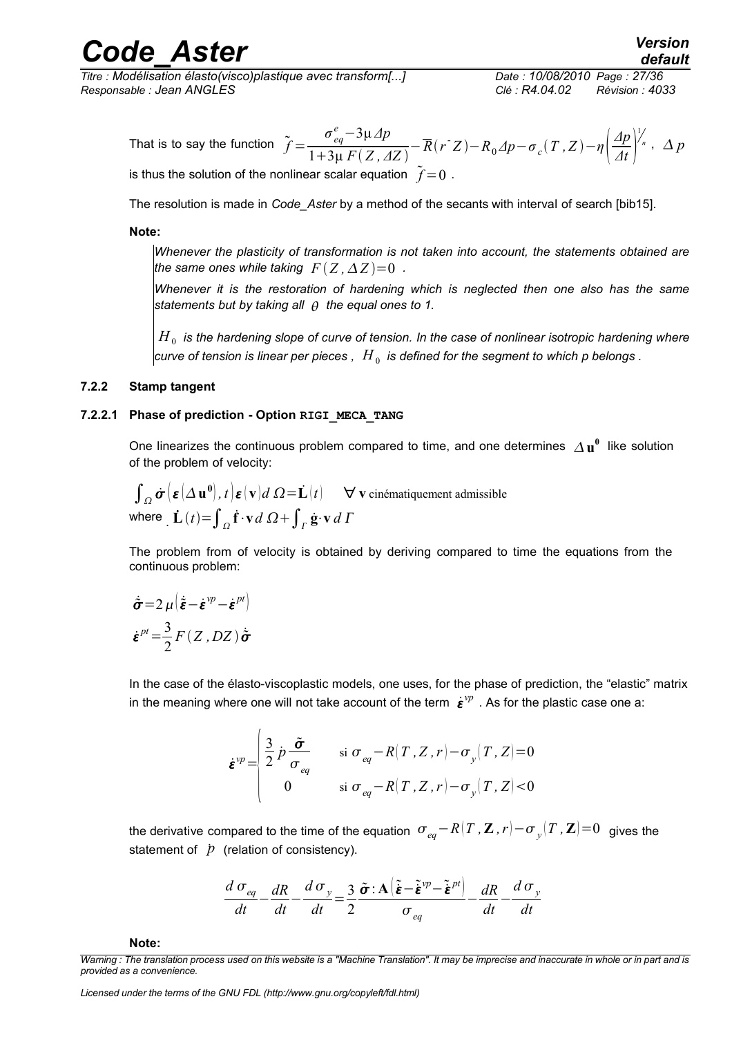That is to say the function $\tilde{f} = \dfrac{\sigma_{eq}^{e} - 3\mu \Delta p}{1 + 3\mu F(Z, \Delta Z)} - \overline{R}(r^{-} Z) - R_0 \Delta p - \sigma_c(T, Z) - \eta \left(\dfrac{\Delta p}{\Delta t}\right)^{1/n}$, $\Delta p$ is thus the solution of the nonlinear scalar equation $\tilde{f} = 0$.

The resolution is made in *Code_Aster* by a method of the secants with interval of search [bib15].

**Note:**

*Whenever the plasticity of transformation is not taken into account, the statements obtained are the same ones while taking* $F(Z, \Delta Z) = 0$.

*Whenever it is the restoration of hardening which is neglected then one also has the same statements but by taking all* $\theta$ *the equal ones to 1.*

$H_0$ *is the hardening slope of curve of tension. In the case of nonlinear isotropic hardening where curve of tension is linear per pieces ,* $H_0$ *is defined for the segment to which p belongs .*

### 7.2.2 Stamp tangent

#### 7.2.2.1 Phase of prediction - Option RIGI_MECA_TANG

One linearizes the continuous problem compared to time, and one determines $\Delta \mathbf{u}^{0}$ like solution of the problem of velocity:

$$\int_{\Omega} \dot{\boldsymbol{\sigma}}\left(\boldsymbol{\varepsilon}(\Delta \mathbf{u}^{0}), t\right) \boldsymbol{\varepsilon}(\mathbf{v}) d\Omega = \dot{\mathbf{L}}(t) \qquad \forall \mathbf{v} \text{ cinématiquement admissible}$$

where $\dot{\mathbf{L}}(t) = \int_{\Omega} \dot{\mathbf{f}} \cdot \mathbf{v} \, d\Omega + \int_{\Gamma} \dot{\mathbf{g}} \cdot \mathbf{v} \, d\Gamma$

The problem from of velocity is obtained by deriving compared to time the equations from the continuous problem:

$$\dot{\tilde{\boldsymbol{\sigma}}} = 2\mu \left(\dot{\tilde{\boldsymbol{\varepsilon}}} - \dot{\boldsymbol{\varepsilon}}^{vp} - \dot{\boldsymbol{\varepsilon}}^{pt}\right)$$

$$\dot{\boldsymbol{\varepsilon}}^{pt} = \frac{3}{2} F(Z, DZ) \dot{\tilde{\boldsymbol{\sigma}}}$$

In the case of the élasto-viscoplastic models, one uses, for the phase of prediction, the "elastic" matrix in the meaning where one will not take account of the term $\dot{\boldsymbol{\varepsilon}}^{vp}$. As for the plastic case one a:

$$\dot{\boldsymbol{\varepsilon}}^{vp} = \begin{cases} \dfrac{3}{2} \dot{p} \dfrac{\tilde{\boldsymbol{\sigma}}}{\sigma_{eq}} & \text{si } \sigma_{eq} - R(T, Z, r) - \sigma_y(T, Z) = 0 \\ 0 & \text{si } \sigma_{eq} - R(T, Z, r) - \sigma_y(T, Z) < 0 \end{cases}$$

the derivative compared to the time of the equation $\sigma_{eq} - R(T, \mathbf{Z}, r) - \sigma_y(T, \mathbf{Z}) = 0$ gives the statement of $\dot{p}$ (relation of consistency).

$$\frac{d\sigma_{eq}}{dt} - \frac{dR}{dt} - \frac{d\sigma_y}{dt} = \frac{3}{2} \frac{\tilde{\boldsymbol{\sigma}} : \mathbf{A}\left(\dot{\tilde{\boldsymbol{\varepsilon}}} - \dot{\tilde{\boldsymbol{\varepsilon}}}^{vp} - \dot{\tilde{\boldsymbol{\varepsilon}}}^{pt}\right)}{\sigma_{eq}} - \frac{dR}{dt} - \frac{d\sigma_y}{dt}$$

**Note:**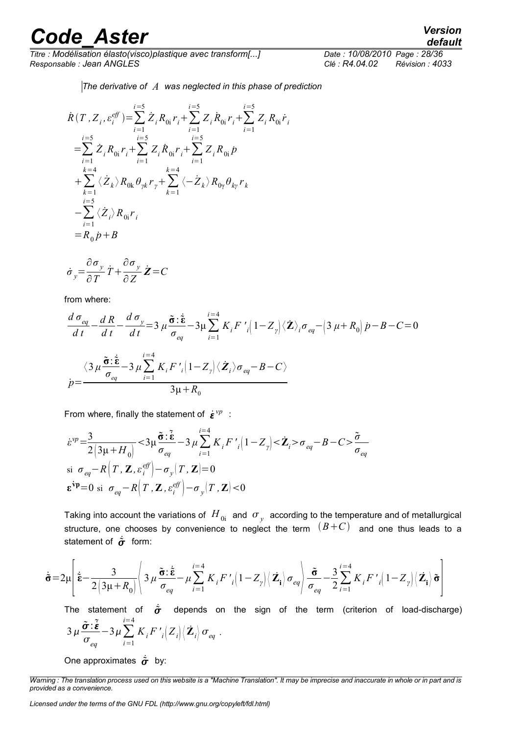*The derivative of $A$ was neglected in this phase of prediction*

$$
\begin{aligned}
\dot{R}(T, Z_i, \varepsilon_i^{eff}) &= \sum_{i=1}^{i=5} \dot{Z}_i R_{0i} r_i + \sum_{i=1}^{i=5} Z_i \dot{R}_{0i} r_i + \sum_{i=1}^{i=5} Z_i R_{0i} \dot{r}_i \\
&= \sum_{i=1}^{i=5} \dot{Z}_i R_{0i} r_i + \sum_{i=1}^{i=5} Z_i \dot{R}_{0i} r_i + \sum_{i=1}^{i=5} Z_i R_{0i} \dot{p} \\
&+ \sum_{k=1}^{k=4} \langle \dot{Z}_k \rangle R_{0k} \theta_{\gamma k} r_\gamma + \sum_{k=1}^{k=4} \langle -\dot{Z}_k \rangle R_{0\gamma} \theta_{k\gamma} r_k \\
&- \sum_{i=1}^{i=5} \langle \dot{Z}_i \rangle R_{0i} r_i \\
&= R_0 \dot{p} + B
\end{aligned}
$$

$$
\dot{\sigma}_y = \frac{\partial \sigma_y}{\partial T} \dot{T} + \frac{\partial \sigma_y}{\partial Z} \dot{\boldsymbol{Z}} = C
$$

from where:

$$
\frac{d\sigma_{eq}}{dt} - \frac{dR}{dt} - \frac{d\sigma_y}{dt} = 3\mu \frac{\tilde{\boldsymbol{\sigma}} : \dot{\tilde{\boldsymbol{\varepsilon}}}}{\sigma_{eq}} - 3\mu \sum_{i=1}^{i=4} K_i F'_i \left(1 - Z_\gamma\right) \langle \dot{\mathbf{Z}} \rangle_i \sigma_{eq} - \left(3\mu + R_0\right) \dot{p} - B - C = 0
$$

$$
\dot{p} = \frac{\left\langle 3\mu \frac{\tilde{\boldsymbol{\sigma}} : \dot{\tilde{\boldsymbol{\varepsilon}}}}{\sigma_{eq}} - 3\mu \sum_{i=1}^{i=4} K_i F'_i \left(1 - Z_\gamma\right) \langle \dot{\boldsymbol{Z}}_i \rangle \sigma_{eq} - B - C \right\rangle}{3\mu + R_0}
$$

From where, finally the statement of $\dot{\boldsymbol{\varepsilon}}^{vp}$ :

$$
\begin{aligned}
&\dot{\varepsilon}^{vp} = \frac{3}{2\left(3\mu + H_0\right)} < 3\mu \frac{\tilde{\boldsymbol{\sigma}} : \dot{\tilde{\boldsymbol{\varepsilon}}}}{\sigma_{eq}} - 3\mu \sum_{i=1}^{i=4} K_i F'_i \left(1 - Z_\gamma\right) < \dot{\mathbf{Z}}_i > \sigma_{eq} - B - C > \frac{\tilde{\sigma}}{\sigma_{eq}} \\
&\text{si } \sigma_{eq} - R\left(T, \mathbf{Z}, \varepsilon_i^{eff}\right) - \sigma_y\left(T, \mathbf{Z}\right) = 0 \\
&\boldsymbol{\varepsilon}^{\dot{\mathbf{v}}\mathbf{p}} = 0 \text{ si } \sigma_{eq} - R\left(T, \mathbf{Z}, \varepsilon_i^{eff}\right) - \sigma_y\left(T, \mathbf{Z}\right) < 0
\end{aligned}
$$

Taking into account the variations of $H_{0i}$ and $\sigma_y$ according to the temperature and of metallurgical structure, one chooses by convenience to neglect the term $(B+C)$ and one thus leads to a statement of $\dot{\tilde{\boldsymbol{\sigma}}}$ form:

$$
\dot{\tilde{\boldsymbol{\sigma}}} = 2\mu \left[ \dot{\tilde{\boldsymbol{\varepsilon}}} - \frac{3}{2\left(3\mu + R_0\right)} \left\langle 3\mu \frac{\tilde{\boldsymbol{\sigma}} : \dot{\tilde{\boldsymbol{\varepsilon}}}}{\sigma_{eq}} - \mu \sum_{i=1}^{i=4} K_i F'_i \left(1 - Z_\gamma\right) \left\langle \dot{\mathbf{Z}}_{\mathbf{i}} \right\rangle \sigma_{eq} \right\rangle \frac{\tilde{\boldsymbol{\sigma}}}{\sigma_{eq}} - \frac{3}{2} \sum_{i=1}^{i=4} K_i F'_i \left(1 - Z_\gamma\right) \left\langle \dot{\mathbf{Z}}_{\mathbf{i}} \right\rangle \tilde{\boldsymbol{\sigma}} \right]
$$

The statement of $\dot{\tilde{\boldsymbol{\sigma}}}$ depends on the sign of the term (criterion of load-discharge) $3\mu \frac{\tilde{\boldsymbol{\sigma}} : \dot{\tilde{\boldsymbol{\varepsilon}}}}{\sigma_{eq}} - 3\mu \sum_{i=1}^{i=4} K_i F'_i \left(Z_i\right) \left\langle \dot{\mathbf{Z}}_i \right\rangle \sigma_{eq}$ .

One approximates $\dot{\tilde{\boldsymbol{\sigma}}}$ by: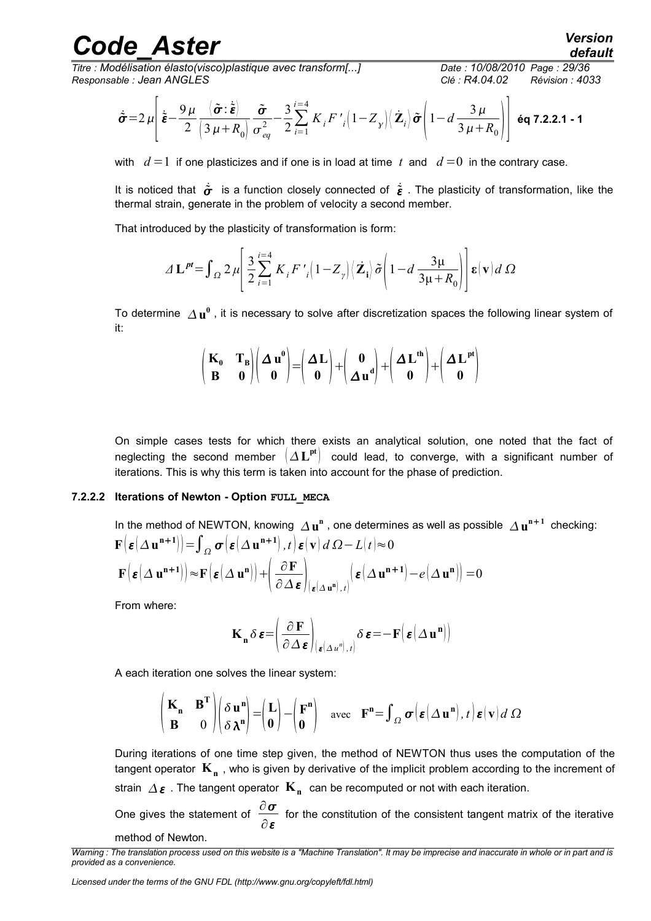$$\dot{\tilde{\boldsymbol{\sigma}}}=2\mu\left[\dot{\tilde{\boldsymbol{\varepsilon}}}-\frac{9\mu}{2}\frac{\langle\tilde{\boldsymbol{\sigma}}:\dot{\tilde{\boldsymbol{\varepsilon}}}\rangle}{(3\mu+R_0)}\frac{\tilde{\boldsymbol{\sigma}}}{\sigma_{eq}^2}-\frac{3}{2}\sum_{i=1}^{i=4}K_i F'_i(1-Z_\gamma)\langle\dot{\mathbf{Z}}_i\rangle\tilde{\boldsymbol{\sigma}}\left(1-d\frac{3\mu}{3\mu+R_0}\right)\right] \quad \textbf{éq 7.2.2.1 - 1}$$

with $d=1$ if one plasticizes and if one is in load at time $t$ and $d=0$ in the contrary case.

It is noticed that $\dot{\tilde{\boldsymbol{\sigma}}}$ is a function closely connected of $\dot{\tilde{\boldsymbol{\varepsilon}}}$. The plasticity of transformation, like the thermal strain, generate in the problem of velocity a second member.

That introduced by the plasticity of transformation is form:

$$\Delta\mathbf{L}^{pt}=\int_\Omega 2\mu\left[\frac{3}{2}\sum_{i=1}^{i=4}K_i F'_i(1-Z_\gamma)\langle\dot{\mathbf{Z}}_\mathbf{i}\rangle\tilde{\sigma}\left(1-d\frac{3\mu}{3\mu+R_0}\right)\right]\boldsymbol{\varepsilon}(\mathbf{v})\,d\Omega$$

To determine $\Delta\mathbf{u}^\mathbf{0}$, it is necessary to solve after discretization spaces the following linear system of it:

$$\begin{pmatrix}\mathbf{K_0} & \mathbf{T_B}\\ \mathbf{B} & \mathbf{0}\end{pmatrix}\begin{pmatrix}\boldsymbol{\Delta}\mathbf{u^0}\\ \mathbf{0}\end{pmatrix}=\begin{pmatrix}\boldsymbol{\Delta}\mathbf{L}\\ \mathbf{0}\end{pmatrix}+\begin{pmatrix}\mathbf{0}\\ \boldsymbol{\Delta}\mathbf{u^d}\end{pmatrix}+\begin{pmatrix}\boldsymbol{\Delta}\mathbf{L^{th}}\\ \mathbf{0}\end{pmatrix}+\begin{pmatrix}\boldsymbol{\Delta}\mathbf{L^{pt}}\\ \mathbf{0}\end{pmatrix}$$

On simple cases tests for which there exists an analytical solution, one noted that the fact of neglecting the second member $(\Delta\mathbf{L^{pt}})$ could lead, to converge, with a significant number of iterations. This is why this term is taken into account for the phase of prediction.

#### 7.2.2.2 Iterations of Newton - Option FULL_MECA

In the method of NEWTON, knowing $\Delta\mathbf{u^n}$, one determines as well as possible $\Delta\mathbf{u^{n+1}}$ checking:

$$\mathbf{F}\left(\boldsymbol{\varepsilon}(\Delta\mathbf{u^{n+1}})\right)=\int_\Omega\boldsymbol{\sigma}\left(\boldsymbol{\varepsilon}(\Delta\mathbf{u^{n+1}}),t\right)\boldsymbol{\varepsilon}(\mathbf{v})\,d\Omega-L(t)\approx 0$$

$$\mathbf{F}\left(\boldsymbol{\varepsilon}(\Delta\mathbf{u^{n+1}})\right)\approx\mathbf{F}\left(\boldsymbol{\varepsilon}(\Delta\mathbf{u^n})\right)+\left(\frac{\partial\mathbf{F}}{\partial\Delta\boldsymbol{\varepsilon}}\right)_{(\boldsymbol{\varepsilon}(\Delta\mathbf{u^n}),t)}\left(\boldsymbol{\varepsilon}(\Delta\mathbf{u^{n+1}})-e(\Delta\mathbf{u^n})\right)=0$$

From where:

$$\mathbf{K_n}\,\delta\boldsymbol{\varepsilon}=\left(\frac{\partial\mathbf{F}}{\partial\Delta\boldsymbol{\varepsilon}}\right)_{(\boldsymbol{\varepsilon}(\Delta u^n),t)}\delta\boldsymbol{\varepsilon}=-\mathbf{F}\left(\boldsymbol{\varepsilon}(\Delta\mathbf{u^n})\right)$$

A each iteration one solves the linear system:

$$\begin{pmatrix}\mathbf{K_n} & \mathbf{B^T}\\ \mathbf{B} & 0\end{pmatrix}\begin{pmatrix}\delta\mathbf{u^n}\\ \delta\boldsymbol{\lambda}^\mathbf{n}\end{pmatrix}=\begin{pmatrix}\mathbf{L}\\ \mathbf{0}\end{pmatrix}-\begin{pmatrix}\mathbf{F^n}\\ \mathbf{0}\end{pmatrix}\quad\text{avec}\quad\mathbf{F^n}=\int_\Omega\boldsymbol{\sigma}\left(\boldsymbol{\varepsilon}(\Delta\mathbf{u^n}),t\right)\boldsymbol{\varepsilon}(\mathbf{v})\,d\Omega$$

During iterations of one time step given, the method of NEWTON thus uses the computation of the tangent operator $\mathbf{K_n}$, who is given by derivative of the implicit problem according to the increment of strain $\Delta\boldsymbol{\varepsilon}$. The tangent operator $\mathbf{K_n}$ can be recomputed or not with each iteration.

One gives the statement of $\dfrac{\partial\boldsymbol{\sigma}}{\partial\boldsymbol{\varepsilon}}$ for the constitution of the consistent tangent matrix of the iterative method of Newton.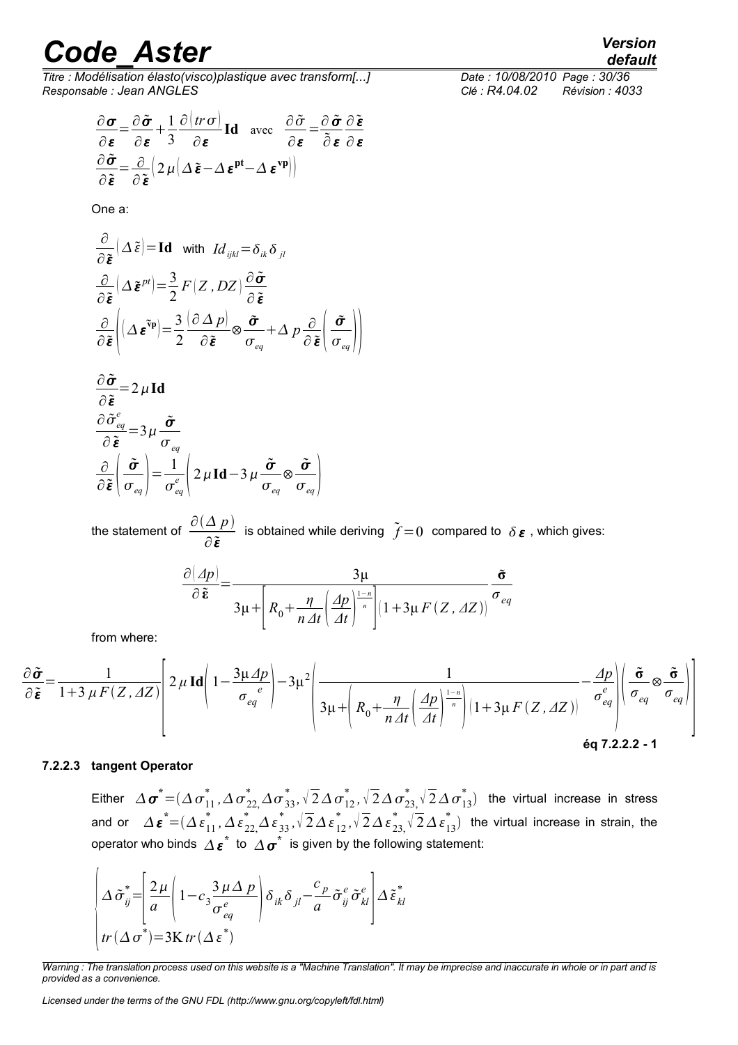$$\frac{\partial \boldsymbol{\sigma}}{\partial \boldsymbol{\varepsilon}}=\frac{\partial \tilde{\boldsymbol{\sigma}}}{\partial \boldsymbol{\varepsilon}}+\frac{1}{3}\frac{\partial (tr\,\sigma)}{\partial \boldsymbol{\varepsilon}}\mathbf{Id} \quad \text{avec} \quad \frac{\partial \tilde{\sigma}}{\partial \boldsymbol{\varepsilon}}=\frac{\partial \tilde{\boldsymbol{\sigma}}}{\partial \tilde{\boldsymbol{\varepsilon}}}\frac{\partial \tilde{\boldsymbol{\varepsilon}}}{\partial \boldsymbol{\varepsilon}}$$

$$\frac{\partial \tilde{\boldsymbol{\sigma}}}{\partial \tilde{\boldsymbol{\varepsilon}}}=\frac{\partial}{\partial \tilde{\boldsymbol{\varepsilon}}}\left(2\mu\left(\Delta \tilde{\boldsymbol{\varepsilon}}-\Delta \boldsymbol{\varepsilon}^{\mathbf{pt}}-\Delta \boldsymbol{\varepsilon}^{\mathbf{vp}}\right)\right)$$

One a:

$$\frac{\partial}{\partial \tilde{\boldsymbol{\varepsilon}}}\left(\Delta \tilde{\varepsilon}\right)=\mathbf{Id} \quad \text{with} \quad Id_{ijkl}=\delta_{ik}\delta_{jl}$$

$$\frac{\partial}{\partial \tilde{\boldsymbol{\varepsilon}}}\left(\Delta \tilde{\boldsymbol{\varepsilon}}^{pt}\right)=\frac{3}{2}F(Z, DZ)\frac{\partial \tilde{\boldsymbol{\sigma}}}{\partial \tilde{\boldsymbol{\varepsilon}}}$$

$$\frac{\partial}{\partial \tilde{\boldsymbol{\varepsilon}}}\left(\left(\Delta \boldsymbol{\varepsilon}^{\tilde{\mathbf{v}}\mathbf{p}}\right)=\frac{3}{2}\frac{(\partial \Delta p)}{\partial \tilde{\boldsymbol{\varepsilon}}}\otimes\frac{\tilde{\boldsymbol{\sigma}}}{\sigma_{eq}}+\Delta p\frac{\partial}{\partial \tilde{\boldsymbol{\varepsilon}}}\left(\frac{\tilde{\boldsymbol{\sigma}}}{\sigma_{eq}}\right)\right)$$

$$\frac{\partial \tilde{\boldsymbol{\sigma}}}{\partial \tilde{\boldsymbol{\varepsilon}}}=2\mu\,\mathbf{Id}$$

$$\frac{\partial \tilde{\sigma}_{eq}^{e}}{\partial \tilde{\boldsymbol{\varepsilon}}}=3\mu\frac{\tilde{\boldsymbol{\sigma}}}{\sigma_{eq}}$$

$$\frac{\partial}{\partial \tilde{\boldsymbol{\varepsilon}}}\left(\frac{\tilde{\boldsymbol{\sigma}}}{\sigma_{eq}}\right)=\frac{1}{\sigma_{eq}^{e}}\left(2\mu\,\mathbf{Id}-3\mu\frac{\tilde{\boldsymbol{\sigma}}}{\sigma_{eq}}\otimes\frac{\tilde{\boldsymbol{\sigma}}}{\sigma_{eq}}\right)$$

the statement of $\frac{\partial(\Delta p)}{\partial \tilde{\boldsymbol{\varepsilon}}}$ is obtained while deriving $\tilde{f}=0$ compared to $\delta\boldsymbol{\varepsilon}$, which gives:

$$\frac{\partial(\Delta p)}{\partial \tilde{\boldsymbol{\varepsilon}}}=\frac{3\mu}{3\mu+\left[R_0+\frac{\eta}{n\Delta t}\left(\frac{\Delta p}{\Delta t}\right)^{\frac{1-n}{n}}\right](1+3\mu F(Z,\Delta Z))}\frac{\tilde{\boldsymbol{\sigma}}}{\sigma_{eq}}$$

from where:

$$\frac{\partial \tilde{\boldsymbol{\sigma}}}{\partial \tilde{\boldsymbol{\varepsilon}}}=\frac{1}{1+3\mu F(Z,\Delta Z)}\left[2\mu\,\mathbf{Id}\left(1-\frac{3\mu\Delta p}{\sigma_{eq}^{e}}\right)-3\mu^2\left(\frac{1}{3\mu+\left(R_0+\frac{\eta}{n\Delta t}\left(\frac{\Delta p}{\Delta t}\right)^{\frac{1-n}{n}}\right)(1+3\mu F(Z,\Delta Z))}-\frac{\Delta p}{\sigma_{eq}^{e}}\right)\left(\frac{\tilde{\boldsymbol{\sigma}}}{\sigma_{eq}}\otimes\frac{\tilde{\boldsymbol{\sigma}}}{\sigma_{eq}}\right)\right]$$

**éq 7.2.2.2 - 1**

#### 7.2.2.3 tangent Operator

Either $\Delta\boldsymbol{\sigma}^{*}=(\Delta\sigma_{11}^{*},\Delta\sigma_{22}^{*},\Delta\sigma_{33}^{*},\sqrt{2}\Delta\sigma_{12}^{*},\sqrt{2}\Delta\sigma_{23}^{*},\sqrt{2}\Delta\sigma_{13}^{*})$ the virtual increase in stress and or $\Delta\boldsymbol{\varepsilon}^{*}=(\Delta\varepsilon_{11}^{*},\Delta\varepsilon_{22}^{*},\Delta\varepsilon_{33}^{*},\sqrt{2}\Delta\varepsilon_{12}^{*},\sqrt{2}\Delta\varepsilon_{23}^{*},\sqrt{2}\Delta\varepsilon_{13}^{*})$ the virtual increase in strain, the operator who binds $\Delta\boldsymbol{\varepsilon}^{*}$ to $\Delta\boldsymbol{\sigma}^{*}$ is given by the following statement:

$$\begin{cases}\Delta\tilde{\sigma}_{ij}^{*}=\left[\frac{2\mu}{a}\left(1-c_3\frac{3\mu\Delta p}{\sigma_{eq}^{e}}\right)\delta_{ik}\delta_{jl}-\frac{c_p}{a}\tilde{\sigma}_{ij}^{e}\tilde{\sigma}_{kl}^{e}\right]\Delta\tilde{\varepsilon}_{kl}^{*}\\ tr(\Delta\sigma^{*})=3\mathrm{K}\,tr(\Delta\varepsilon^{*})\end{cases}$$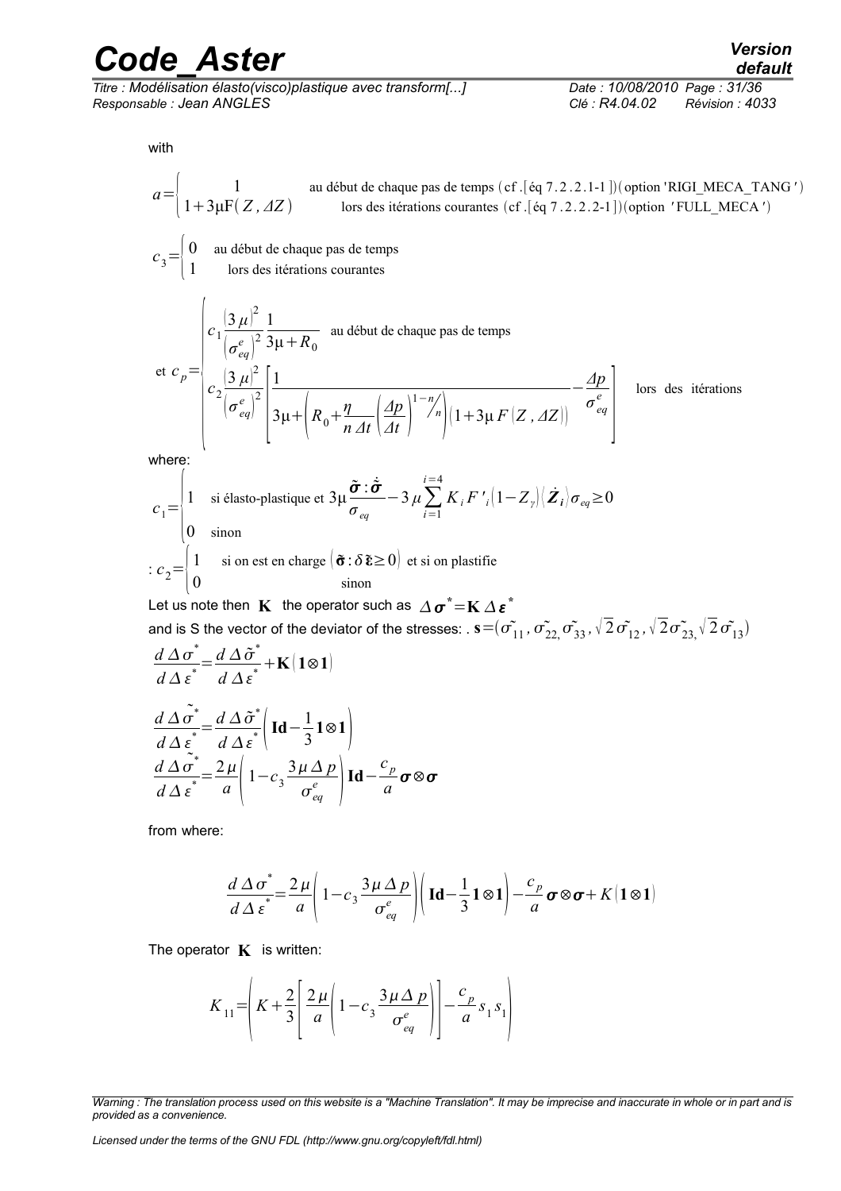with

$$a=\begin{cases} 1 & \text{au début de chaque pas de temps (cf .[éq 7.2.2.1-1 ])(option 'RIGI\_MECA\_TANG')} \\ 1+3\mu F(Z,\Delta Z) & \text{lors des itérations courantes (cf .[éq 7.2.2.2-1])(option 'FULL\_MECA')} \end{cases}$$

$$c_3=\begin{cases} 0 & \text{au début de chaque pas de temps} \\ 1 & \text{lors des itérations courantes} \end{cases}$$

$$\text{et } c_p=\begin{cases} c_1 \dfrac{(3\mu)^2}{\left(\sigma_{eq}^e\right)^2} \dfrac{1}{3\mu+R_0} & \text{au début de chaque pas de temps} \\ c_2 \dfrac{(3\mu)^2}{\left(\sigma_{eq}^e\right)^2} \left[ \dfrac{1}{3\mu+\left(R_0+\dfrac{\eta}{n\,\Delta t}\left(\dfrac{\Delta p}{\Delta t}\right)^{1-n/n}\right)(1+3\mu F(Z,\Delta Z))} - \dfrac{\Delta p}{\sigma_{eq}^e} \right] & \text{lors des itérations} \end{cases}$$

where:

$$c_1=\begin{cases} 1 & \text{si élasto-plastique et } 3\mu \dfrac{\tilde{\boldsymbol{\sigma}}:\dot{\tilde{\boldsymbol{\sigma}}}}{\sigma_{eq}} - 3\mu \displaystyle\sum_{i=1}^{i=4} K_i F'_i (1-Z_\gamma) \langle \dot{\boldsymbol{Z}}_i \rangle \sigma_{eq} \geq 0 \\ 0 & \text{sinon} \end{cases}$$

$$: c_2=\begin{cases} 1 & \text{si on est en charge } (\tilde{\boldsymbol{\sigma}} : \delta \tilde{\boldsymbol{\varepsilon}} \geq 0) \text{ et si on plastifie} \\ 0 & \text{sinon} \end{cases}$$

Let us note then $\mathbf{K}$ the operator such as $\Delta \boldsymbol{\sigma}^* = \mathbf{K} \, \Delta \boldsymbol{\varepsilon}^*$

and is S the vector of the deviator of the stresses: . $\mathbf{s}=(\tilde{\sigma}_{11}, \tilde{\sigma}_{22}, \tilde{\sigma}_{33}, \sqrt{2}\,\tilde{\sigma}_{12}, \sqrt{2}\,\tilde{\sigma}_{23}, \sqrt{2}\,\tilde{\sigma}_{13})$

$$\frac{d\,\Delta\sigma^*}{d\,\Delta\varepsilon^*}=\frac{d\,\Delta\tilde{\sigma}^*}{d\,\Delta\varepsilon^*}+\mathbf{K}(\mathbf{1}\otimes\mathbf{1})$$

$$\frac{d\,\Delta\tilde{\sigma}^*}{d\,\Delta\varepsilon^*}=\frac{d\,\Delta\tilde{\sigma}^*}{d\,\Delta\varepsilon^*}\left(\mathbf{Id}-\frac{1}{3}\mathbf{1}\otimes\mathbf{1}\right)$$

$$\frac{d\,\Delta\tilde{\sigma}^*}{d\,\Delta\varepsilon^*}=\frac{2\mu}{a}\left(1-c_3\frac{3\mu\,\Delta p}{\sigma_{eq}^e}\right)\mathbf{Id}-\frac{c_p}{a}\boldsymbol{\sigma}\otimes\boldsymbol{\sigma}$$

from where:

$$\frac{d\,\Delta\sigma^*}{d\,\Delta\varepsilon^*}=\frac{2\mu}{a}\left(1-c_3\frac{3\mu\,\Delta p}{\sigma_{eq}^e}\right)\left(\mathbf{Id}-\frac{1}{3}\mathbf{1}\otimes\mathbf{1}\right)-\frac{c_p}{a}\boldsymbol{\sigma}\otimes\boldsymbol{\sigma}+K(\mathbf{1}\otimes\mathbf{1})$$

The operator $\mathbf{K}$ is written:

$$K_{11}=\left(K+\frac{2}{3}\left[\frac{2\mu}{a}\left(1-c_3\frac{3\mu\,\Delta p}{\sigma_{eq}^e}\right)\right]-\frac{c_p}{a}s_1 s_1\right)$$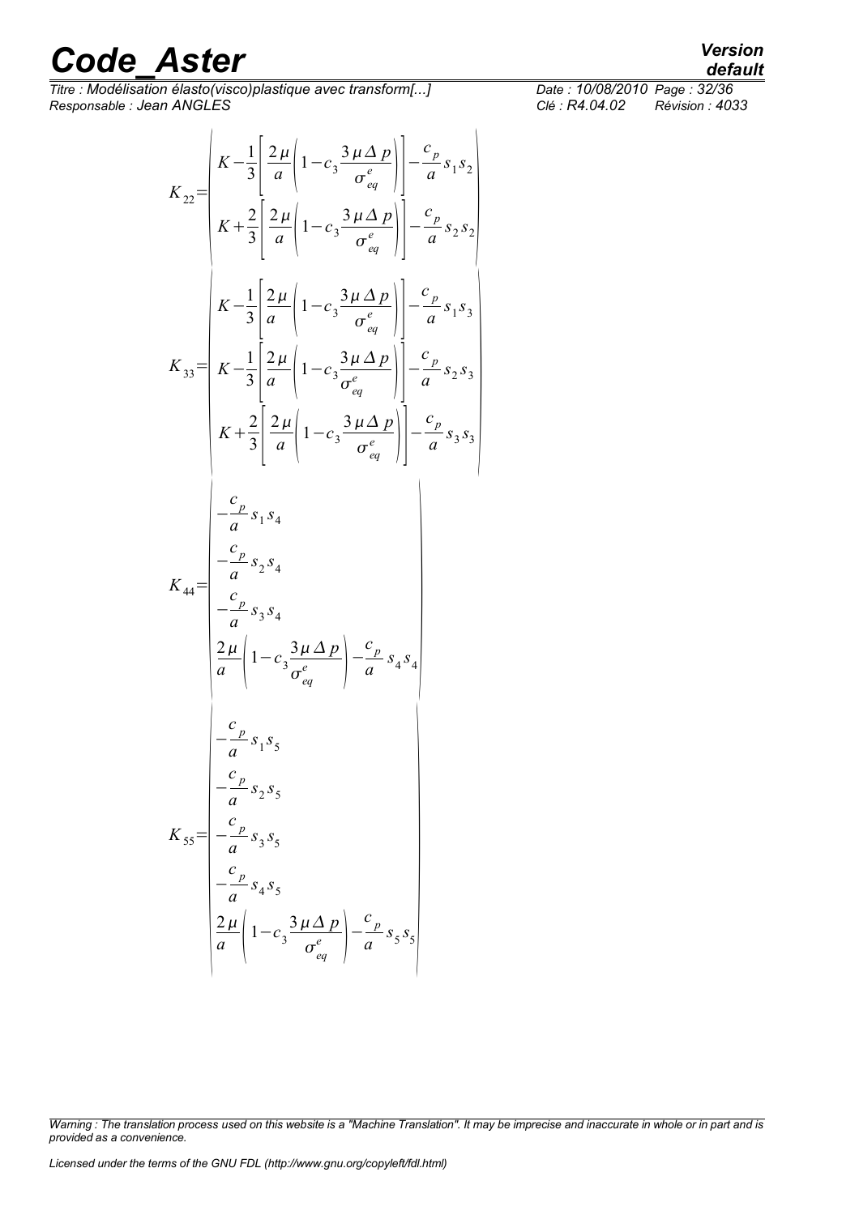$$K_{22}=\begin{pmatrix} K-\frac{1}{3}\left[\frac{2\mu}{a}\left(1-c_3\frac{3\mu\Delta p}{\sigma_{eq}^e}\right)\right]-\frac{c_p}{a}s_1 s_2 \\ K+\frac{2}{3}\left[\frac{2\mu}{a}\left(1-c_3\frac{3\mu\Delta p}{\sigma_{eq}^e}\right)\right]-\frac{c_p}{a}s_2 s_2 \end{pmatrix}$$

$$K_{33}=\begin{pmatrix} K-\frac{1}{3}\left[\frac{2\mu}{a}\left(1-c_3\frac{3\mu\Delta p}{\sigma_{eq}^e}\right)\right]-\frac{c_p}{a}s_1 s_3 \\ K-\frac{1}{3}\left[\frac{2\mu}{a}\left(1-c_3\frac{3\mu\Delta p}{\sigma_{eq}^e}\right)\right]-\frac{c_p}{a}s_2 s_3 \\ K+\frac{2}{3}\left[\frac{2\mu}{a}\left(1-c_3\frac{3\mu\Delta p}{\sigma_{eq}^e}\right)\right]-\frac{c_p}{a}s_3 s_3 \end{pmatrix}$$

$$K_{44}=\begin{pmatrix} -\frac{c_p}{a}s_1 s_4 \\ -\frac{c_p}{a}s_2 s_4 \\ -\frac{c_p}{a}s_3 s_4 \\ \frac{2\mu}{a}\left(1-c_3\frac{3\mu\Delta p}{\sigma_{eq}^e}\right)-\frac{c_p}{a}s_4 s_4 \end{pmatrix}$$

$$K_{55}=\begin{pmatrix} -\frac{c_p}{a}s_1 s_5 \\ -\frac{c_p}{a}s_2 s_5 \\ -\frac{c_p}{a}s_3 s_5 \\ -\frac{c_p}{a}s_4 s_5 \\ \frac{2\mu}{a}\left(1-c_3\frac{3\mu\Delta p}{\sigma_{eq}^e}\right)-\frac{c_p}{a}s_5 s_5 \end{pmatrix}$$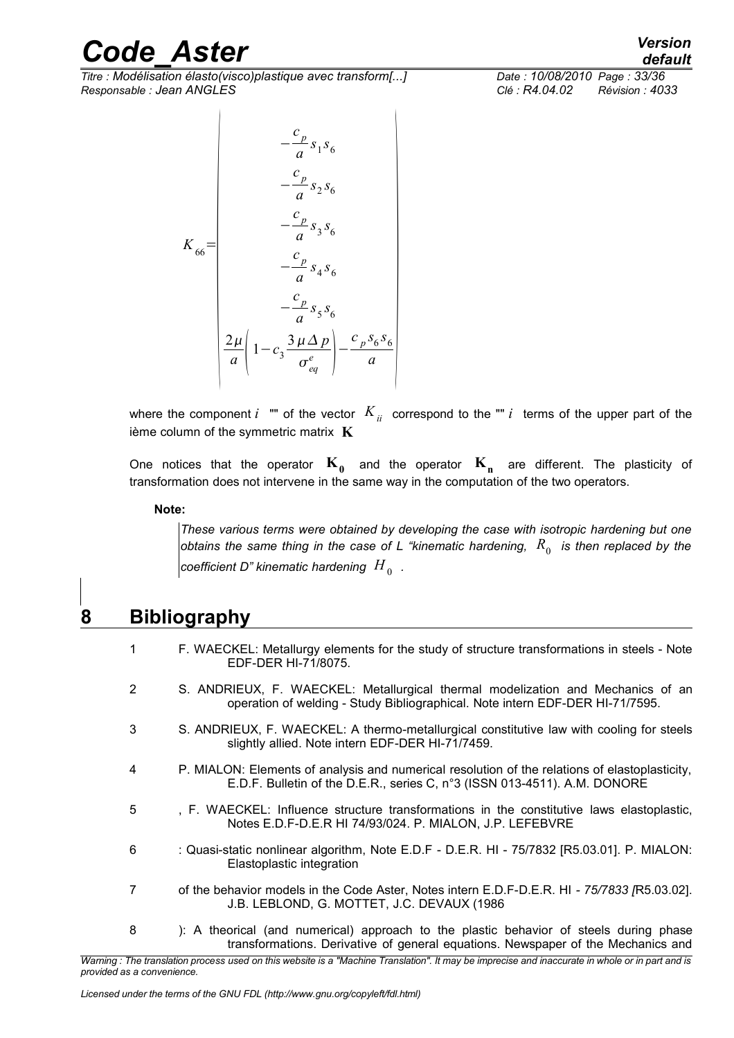$$K_{66}=\left|\begin{array}{c} -\frac{c_p}{a}s_1 s_6 \\ -\frac{c_p}{a}s_2 s_6 \\ -\frac{c_p}{a}s_3 s_6 \\ -\frac{c_p}{a}s_4 s_6 \\ -\frac{c_p}{a}s_5 s_6 \\ \frac{2\mu}{a}\left(1-c_3\frac{3\mu\Delta p}{\sigma_{eq}^e}\right)-\frac{c_p s_6 s_6}{a} \end{array}\right|$$

where the component $i$ "" of the vector $K_{ii}$ correspond to the "" $i$ terms of the upper part of the ième column of the symmetric matrix $\mathbf{K}$

One notices that the operator $\mathbf{K_0}$ and the operator $\mathbf{K_n}$ are different. The plasticity of transformation does not intervene in the same way in the computation of the two operators.

**Note:**

*These various terms were obtained by developing the case with isotropic hardening but one obtains the same thing in the case of L "kinematic hardening, $R_0$ is then replaced by the coefficient D" kinematic hardening $H_0$ .*

# 8 Bibliography

1. F. WAECKEL: Metallurgy elements for the study of structure transformations in steels - Note EDF-DER HI-71/8075.
2. S. ANDRIEUX, F. WAECKEL: Metallurgical thermal modelization and Mechanics of an operation of welding - Study Bibliographical. Note intern EDF-DER HI-71/7595.
3. S. ANDRIEUX, F. WAECKEL: A thermo-metallurgical constitutive law with cooling for steels slightly allied. Note intern EDF-DER HI-71/7459.
4. P. MIALON: Elements of analysis and numerical resolution of the relations of elastoplasticity, E.D.F. Bulletin of the D.E.R., series C, n°3 (ISSN 013-4511). A.M. DONORE
5. , F. WAECKEL: Influence structure transformations in the constitutive laws elastoplastic, Notes E.D.F-D.E.R HI 74/93/024. P. MIALON, J.P. LEFEBVRE
6. : Quasi-static nonlinear algorithm, Note E.D.F - D.E.R. HI - 75/7832 [R5.03.01]. P. MIALON: Elastoplastic integration
7. of the behavior models in the Code Aster, Notes intern E.D.F-D.E.R. HI - *75/7833 [*R5.03.02]. J.B. LEBLOND, G. MOTTET, J.C. DEVAUX (1986
8. ): A theorical (and numerical) approach to the plastic behavior of steels during phase transformations. Derivative of general equations. Newspaper of the Mechanics and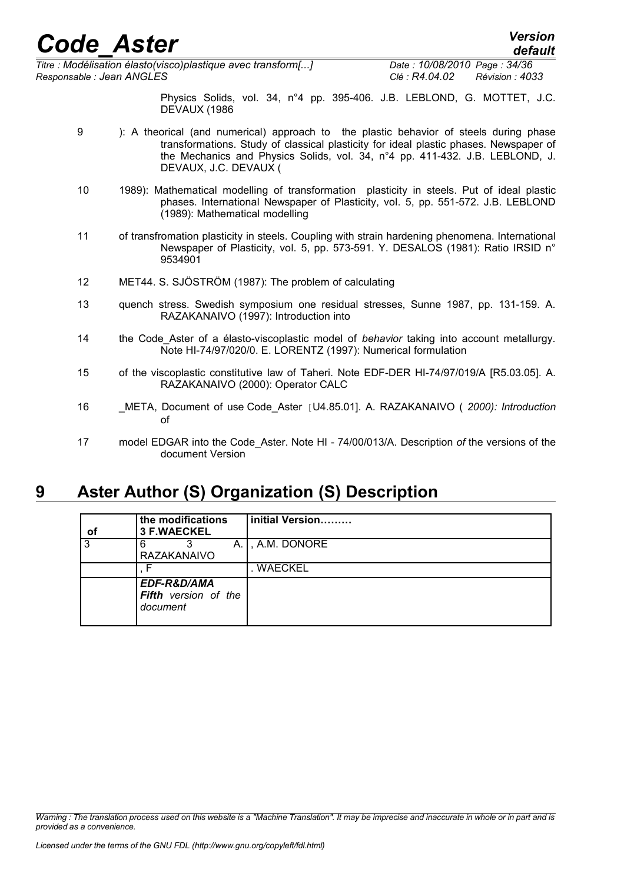Physics Solids, vol. 34, n°4 pp. 395-406. J.B. LEBLOND, G. MOTTET, J.C. DEVAUX (1986

9 ): A theorical (and numerical) approach to the plastic behavior of steels during phase transformations. Study of classical plasticity for ideal plastic phases. Newspaper of the Mechanics and Physics Solids, vol. 34, n°4 pp. 411-432. J.B. LEBLOND, J. DEVAUX, J.C. DEVAUX (

10 1989): Mathematical modelling of transformation plasticity in steels. Put of ideal plastic phases. International Newspaper of Plasticity, vol. 5, pp. 551-572. J.B. LEBLOND (1989): Mathematical modelling

11 of transfromation plasticity in steels. Coupling with strain hardening phenomena. International Newspaper of Plasticity, vol. 5, pp. 573-591. Y. DESALOS (1981): Ratio IRSID n° 9534901

12 MET44. S. SJÖSTRÖM (1987): The problem of calculating

13 quench stress. Swedish symposium one residual stresses, Sunne 1987, pp. 131-159. A. RAZAKANAIVO (1997): Introduction into

14 the Code_Aster of a élasto-viscoplastic model of *behavior* taking into account metallurgy. Note HI-74/97/020/0. E. LORENTZ (1997): Numerical formulation

15 of the viscoplastic constitutive law of Taheri. Note EDF-DER HI-74/97/019/A [R5.03.05]. A. RAZAKANAIVO (2000): Operator CALC

16 _META, Document of use Code_Aster [U4.85.01]. A. RAZAKANAIVO ( *2000): Introduction* of

17 model EDGAR into the Code_Aster. Note HI - 74/00/013/A. Description *of* the versions of the document Version

# 9 Aster Author (S) Organization (S) Description

| of | the modifications **3 F.WAECKEL** | initial Version……… |
|---|---|---|
| 3 | 6 3 A. RAZAKANAIVO | , A.M. DONORE |
| | , F | . WAECKEL |
| | ***EDF-R&D/AMA*** ***Fifth*** *version of the document* | |